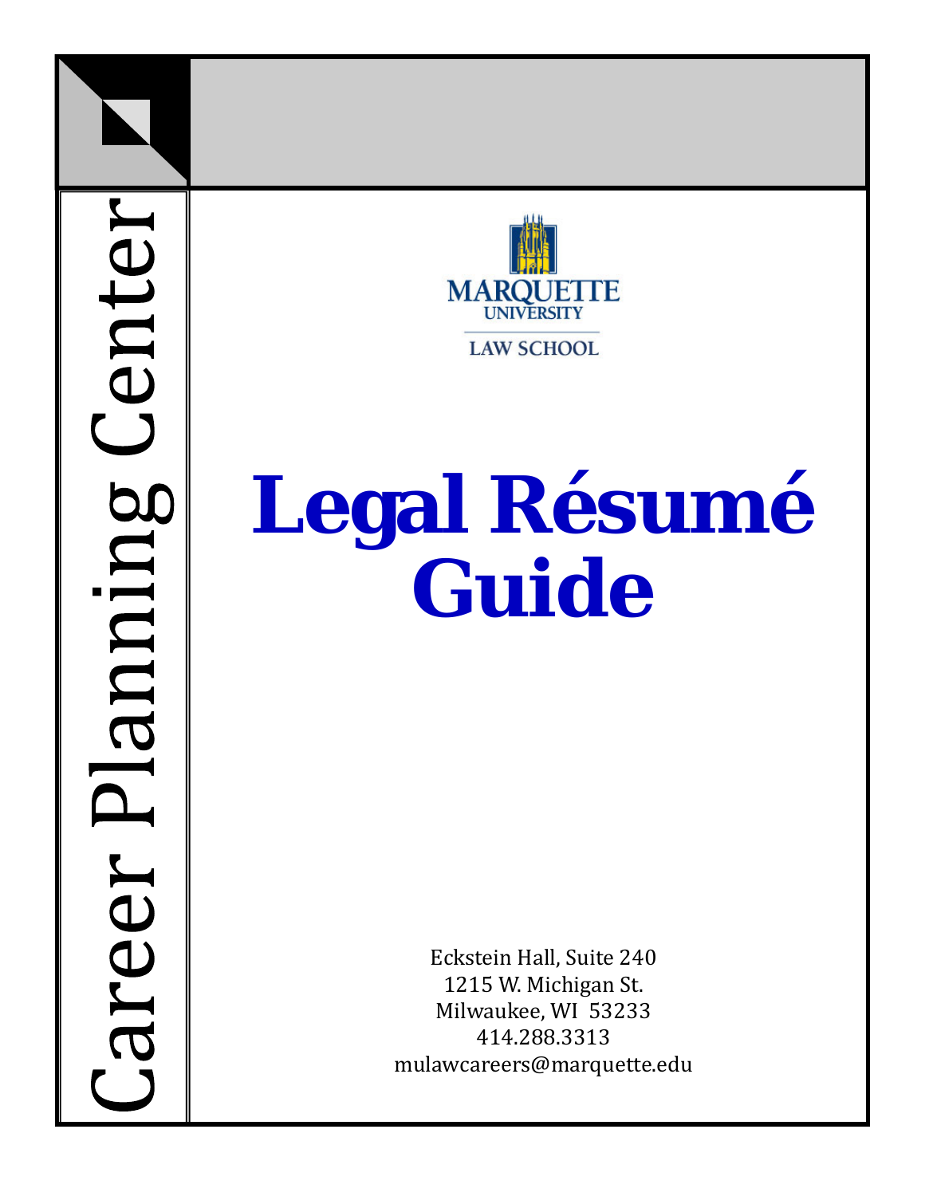Career Planning Center

MARQUETTE UNIVERSITY

LAW SCHOOL

# Legal Résumé Guide

Eckstein Hall, Suite 240
1215 W. Michigan St.
Milwaukee, WI 53233
414.288.3313
mulawcareers@marquette.edu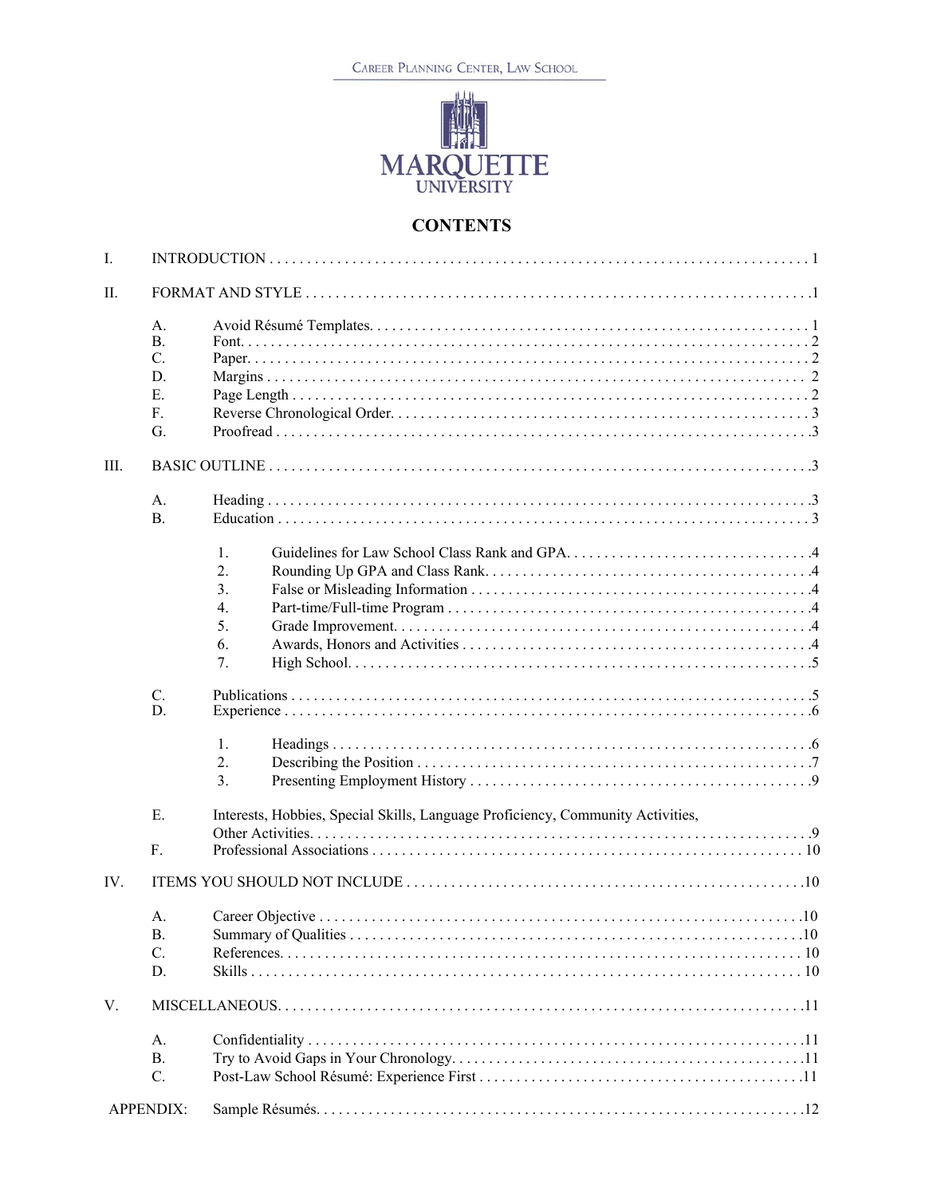CAREER PLANNING CENTER, LAW SCHOOL

MARQUETTE UNIVERSITY

# CONTENTS

I. INTRODUCTION . . . . . . . . . . 1

II. FORMAT AND STYLE . . . . . . . . . . 1

- A. Avoid Résumé Templates . . . . . . . . . . 1
- B. Font . . . . . . . . . . 2
- C. Paper . . . . . . . . . . 2
- D. Margins . . . . . . . . . . 2
- E. Page Length . . . . . . . . . . 2
- F. Reverse Chronological Order . . . . . . . . . . 3
- G. Proofread . . . . . . . . . . 3

III. BASIC OUTLINE . . . . . . . . . . 3

- A. Heading . . . . . . . . . . 3
- B. Education . . . . . . . . . . 3
  1. Guidelines for Law School Class Rank and GPA . . . . . . . . . . 4
  2. Rounding Up GPA and Class Rank . . . . . . . . . . 4
  3. False or Misleading Information . . . . . . . . . . 4
  4. Part-time/Full-time Program . . . . . . . . . . 4
  5. Grade Improvement . . . . . . . . . . 4
  6. Awards, Honors and Activities . . . . . . . . . . 4
  7. High School . . . . . . . . . . 5
- C. Publications . . . . . . . . . . 5
- D. Experience . . . . . . . . . . 6
  1. Headings . . . . . . . . . . 6
  2. Describing the Position . . . . . . . . . . 7
  3. Presenting Employment History . . . . . . . . . . 9
- E. Interests, Hobbies, Special Skills, Language Proficiency, Community Activities, Other Activities . . . . . . . . . . 9
- F. Professional Associations . . . . . . . . . . 10

IV. ITEMS YOU SHOULD NOT INCLUDE . . . . . . . . . . 10

- A. Career Objective . . . . . . . . . . 10
- B. Summary of Qualities . . . . . . . . . . 10
- C. References . . . . . . . . . . 10
- D. Skills . . . . . . . . . . 10

V. MISCELLANEOUS . . . . . . . . . . 11

- A. Confidentiality . . . . . . . . . . 11
- B. Try to Avoid Gaps in Your Chronology . . . . . . . . . . 11
- C. Post-Law School Résumé: Experience First . . . . . . . . . . 11

APPENDIX: Sample Résumés . . . . . . . . . . 12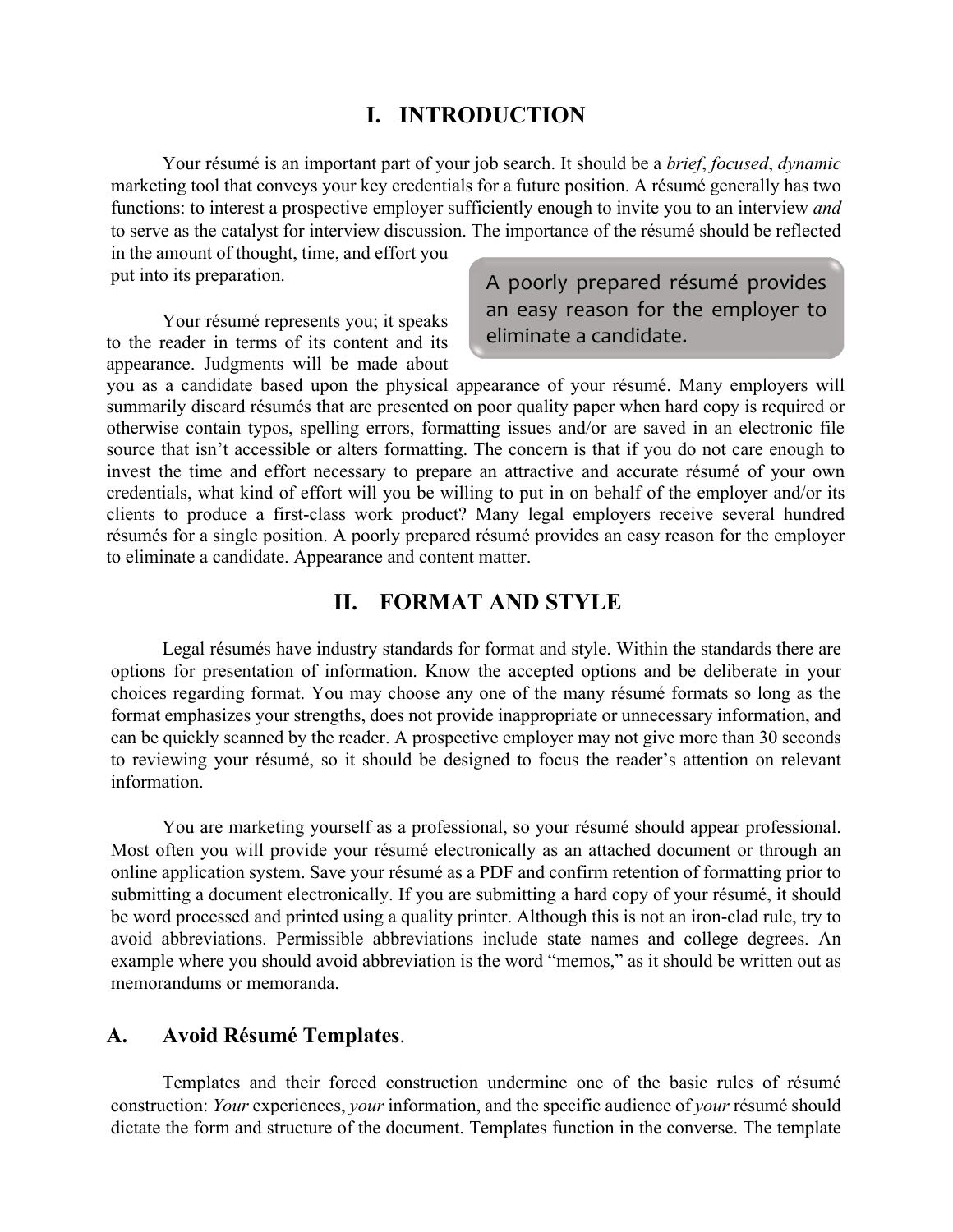# I. INTRODUCTION

Your résumé is an important part of your job search. It should be a *brief*, *focused*, *dynamic* marketing tool that conveys your key credentials for a future position. A résumé generally has two functions: to interest a prospective employer sufficiently enough to invite you to an interview *and* to serve as the catalyst for interview discussion. The importance of the résumé should be reflected in the amount of thought, time, and effort you put into its preparation.

> A poorly prepared résumé provides an easy reason for the employer to eliminate a candidate.

Your résumé represents you; it speaks to the reader in terms of its content and its appearance. Judgments will be made about you as a candidate based upon the physical appearance of your résumé. Many employers will summarily discard résumés that are presented on poor quality paper when hard copy is required or otherwise contain typos, spelling errors, formatting issues and/or are saved in an electronic file source that isn't accessible or alters formatting. The concern is that if you do not care enough to invest the time and effort necessary to prepare an attractive and accurate résumé of your own credentials, what kind of effort will you be willing to put in on behalf of the employer and/or its clients to produce a first-class work product? Many legal employers receive several hundred résumés for a single position. A poorly prepared résumé provides an easy reason for the employer to eliminate a candidate. Appearance and content matter.

# II. FORMAT AND STYLE

Legal résumés have industry standards for format and style. Within the standards there are options for presentation of information. Know the accepted options and be deliberate in your choices regarding format. You may choose any one of the many résumé formats so long as the format emphasizes your strengths, does not provide inappropriate or unnecessary information, and can be quickly scanned by the reader. A prospective employer may not give more than 30 seconds to reviewing your résumé, so it should be designed to focus the reader's attention on relevant information.

You are marketing yourself as a professional, so your résumé should appear professional. Most often you will provide your résumé electronically as an attached document or through an online application system. Save your résumé as a PDF and confirm retention of formatting prior to submitting a document electronically. If you are submitting a hard copy of your résumé, it should be word processed and printed using a quality printer. Although this is not an iron-clad rule, try to avoid abbreviations. Permissible abbreviations include state names and college degrees. An example where you should avoid abbreviation is the word "memos," as it should be written out as memorandums or memoranda.

## A. Avoid Résumé Templates.

Templates and their forced construction undermine one of the basic rules of résumé construction: *Your* experiences, *your* information, and the specific audience of *your* résumé should dictate the form and structure of the document. Templates function in the converse. The template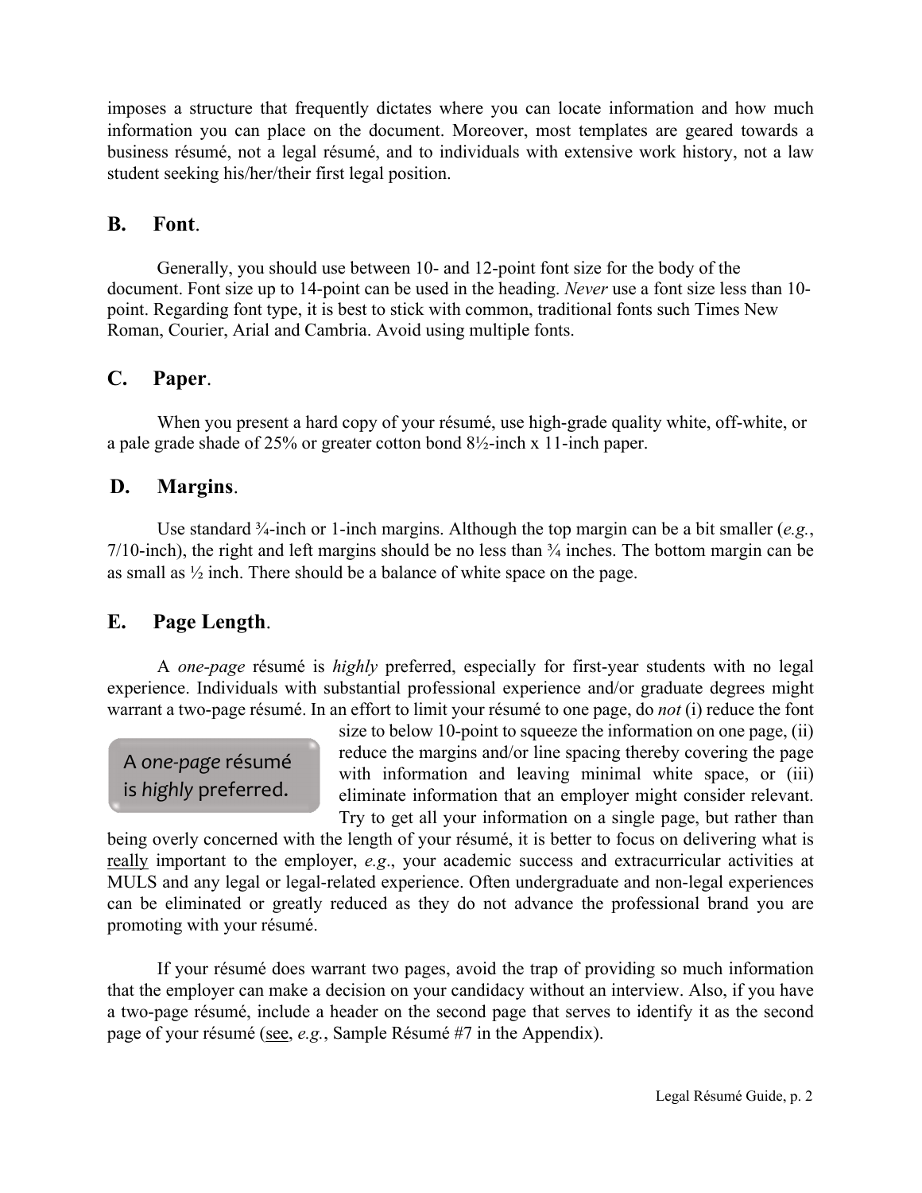imposes a structure that frequently dictates where you can locate information and how much information you can place on the document. Moreover, most templates are geared towards a business résumé, not a legal résumé, and to individuals with extensive work history, not a law student seeking his/her/their first legal position.

## B. Font.

Generally, you should use between 10- and 12-point font size for the body of the document. Font size up to 14-point can be used in the heading. *Never* use a font size less than 10-point. Regarding font type, it is best to stick with common, traditional fonts such Times New Roman, Courier, Arial and Cambria. Avoid using multiple fonts.

## C. Paper.

When you present a hard copy of your résumé, use high-grade quality white, off-white, or a pale grade shade of 25% or greater cotton bond 8½-inch x 11-inch paper.

## D. Margins.

Use standard ¾-inch or 1-inch margins. Although the top margin can be a bit smaller (*e.g.*, 7/10-inch), the right and left margins should be no less than ¾ inches. The bottom margin can be as small as ½ inch. There should be a balance of white space on the page.

## E. Page Length.

A *one-page* résumé is *highly* preferred, especially for first-year students with no legal experience. Individuals with substantial professional experience and/or graduate degrees might warrant a two-page résumé. In an effort to limit your résumé to one page, do *not* (i) reduce the font size to below 10-point to squeeze the information on one page, (ii) reduce the margins and/or line spacing thereby covering the page with information and leaving minimal white space, or (iii) eliminate information that an employer might consider relevant. Try to get all your information on a single page, but rather than being overly concerned with the length of your résumé, it is better to focus on delivering what is really important to the employer, *e.g*., your academic success and extracurricular activities at MULS and any legal or legal-related experience. Often undergraduate and non-legal experiences can be eliminated or greatly reduced as they do not advance the professional brand you are promoting with your résumé.

> A *one-page* résumé is *highly* preferred.

If your résumé does warrant two pages, avoid the trap of providing so much information that the employer can make a decision on your candidacy without an interview. Also, if you have a two-page résumé, include a header on the second page that serves to identify it as the second page of your résumé (see, *e.g.*, Sample Résumé #7 in the Appendix).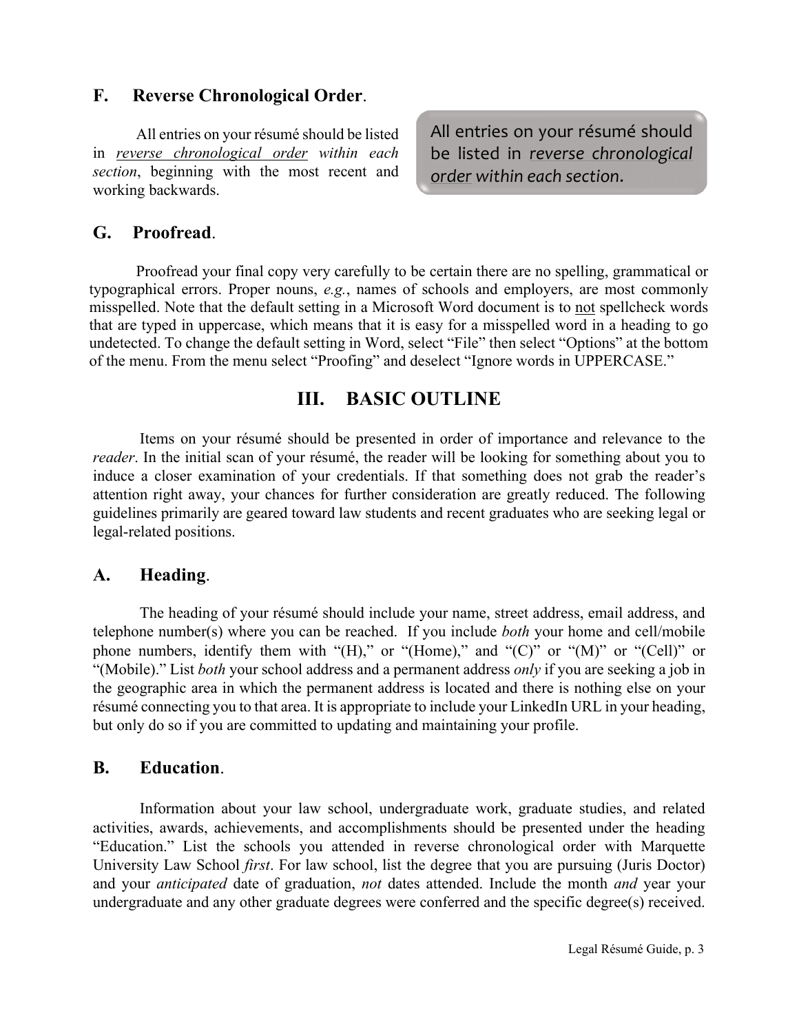### F. Reverse Chronological Order.

All entries on your résumé should be listed in *reverse chronological order within each section*, beginning with the most recent and working backwards.

> All entries on your résumé should be listed in *reverse chronological order within each section*.

### G. Proofread.

Proofread your final copy very carefully to be certain there are no spelling, grammatical or typographical errors. Proper nouns, *e.g.*, names of schools and employers, are most commonly misspelled. Note that the default setting in a Microsoft Word document is to not spellcheck words that are typed in uppercase, which means that it is easy for a misspelled word in a heading to go undetected. To change the default setting in Word, select "File" then select "Options" at the bottom of the menu. From the menu select "Proofing" and deselect "Ignore words in UPPERCASE."

## III. BASIC OUTLINE

Items on your résumé should be presented in order of importance and relevance to the *reader*. In the initial scan of your résumé, the reader will be looking for something about you to induce a closer examination of your credentials. If that something does not grab the reader's attention right away, your chances for further consideration are greatly reduced. The following guidelines primarily are geared toward law students and recent graduates who are seeking legal or legal-related positions.

### A. Heading.

The heading of your résumé should include your name, street address, email address, and telephone number(s) where you can be reached. If you include *both* your home and cell/mobile phone numbers, identify them with "(H)," or "(Home)," and "(C)" or "(M)" or "(Cell)" or "(Mobile)." List *both* your school address and a permanent address *only* if you are seeking a job in the geographic area in which the permanent address is located and there is nothing else on your résumé connecting you to that area. It is appropriate to include your LinkedIn URL in your heading, but only do so if you are committed to updating and maintaining your profile.

### B. Education.

Information about your law school, undergraduate work, graduate studies, and related activities, awards, achievements, and accomplishments should be presented under the heading "Education." List the schools you attended in reverse chronological order with Marquette University Law School *first*. For law school, list the degree that you are pursuing (Juris Doctor) and your *anticipated* date of graduation, *not* dates attended. Include the month *and* year your undergraduate and any other graduate degrees were conferred and the specific degree(s) received.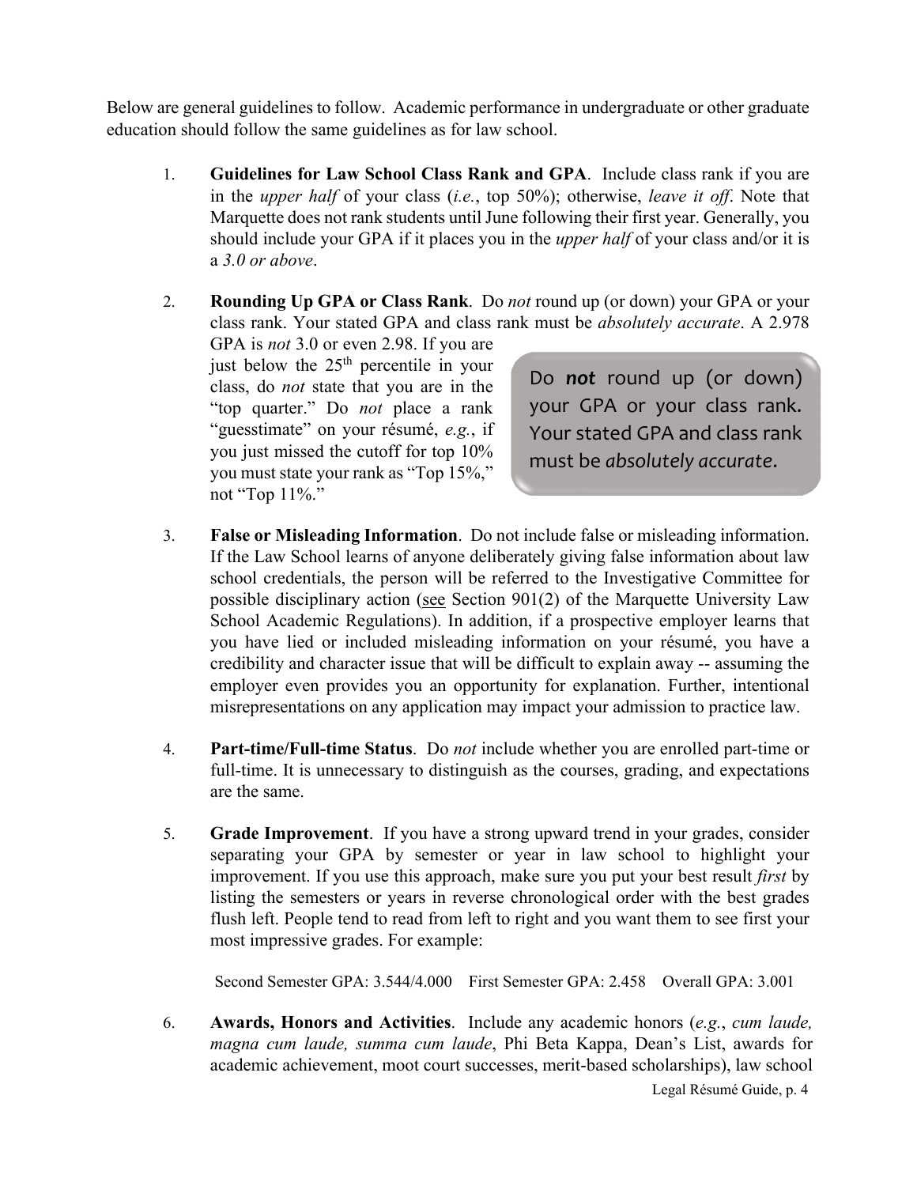Below are general guidelines to follow. Academic performance in undergraduate or other graduate education should follow the same guidelines as for law school.

1. **Guidelines for Law School Class Rank and GPA**. Include class rank if you are in the *upper half* of your class (*i.e.*, top 50%); otherwise, *leave it off*. Note that Marquette does not rank students until June following their first year. Generally, you should include your GPA if it places you in the *upper half* of your class and/or it is a *3.0 or above*.

2. **Rounding Up GPA or Class Rank**. Do *not* round up (or down) your GPA or your class rank. Your stated GPA and class rank must be *absolutely accurate*. A 2.978 GPA is *not* 3.0 or even 2.98. If you are just below the 25th percentile in your class, do *not* state that you are in the "top quarter." Do *not* place a rank "guesstimate" on your résumé, *e.g.*, if you just missed the cutoff for top 10% you must state your rank as "Top 15%," not "Top 11%."

   > Do ***not*** round up (or down) your GPA or your class rank. Your stated GPA and class rank must be *absolutely accurate*.

3. **False or Misleading Information**. Do not include false or misleading information. If the Law School learns of anyone deliberately giving false information about law school credentials, the person will be referred to the Investigative Committee for possible disciplinary action (see Section 901(2) of the Marquette University Law School Academic Regulations). In addition, if a prospective employer learns that you have lied or included misleading information on your résumé, you have a credibility and character issue that will be difficult to explain away -- assuming the employer even provides you an opportunity for explanation. Further, intentional misrepresentations on any application may impact your admission to practice law.

4. **Part-time/Full-time Status**. Do *not* include whether you are enrolled part-time or full-time. It is unnecessary to distinguish as the courses, grading, and expectations are the same.

5. **Grade Improvement**. If you have a strong upward trend in your grades, consider separating your GPA by semester or year in law school to highlight your improvement. If you use this approach, make sure you put your best result *first* by listing the semesters or years in reverse chronological order with the best grades flush left. People tend to read from left to right and you want them to see first your most impressive grades. For example:

   Second Semester GPA: 3.544/4.000 First Semester GPA: 2.458 Overall GPA: 3.001

6. **Awards, Honors and Activities**. Include any academic honors (*e.g.*, *cum laude, magna cum laude, summa cum laude*, Phi Beta Kappa, Dean's List, awards for academic achievement, moot court successes, merit-based scholarships), law school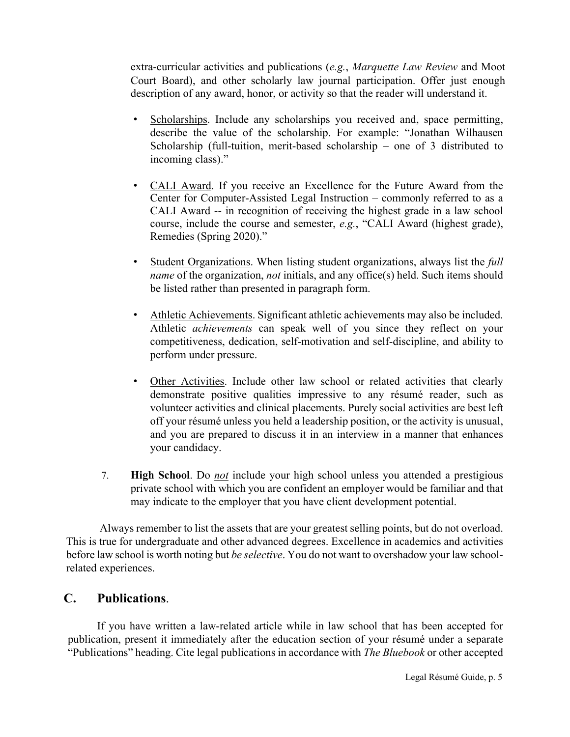extra-curricular activities and publications (*e.g.*, *Marquette Law Review* and Moot Court Board), and other scholarly law journal participation. Offer just enough description of any award, honor, or activity so that the reader will understand it.

- Scholarships. Include any scholarships you received and, space permitting, describe the value of the scholarship. For example: "Jonathan Wilhausen Scholarship (full-tuition, merit-based scholarship – one of 3 distributed to incoming class)."

- CALI Award. If you receive an Excellence for the Future Award from the Center for Computer-Assisted Legal Instruction – commonly referred to as a CALI Award -- in recognition of receiving the highest grade in a law school course, include the course and semester, *e.g.*, "CALI Award (highest grade), Remedies (Spring 2020)."

- Student Organizations. When listing student organizations, always list the *full name* of the organization, *not* initials, and any office(s) held. Such items should be listed rather than presented in paragraph form.

- Athletic Achievements. Significant athletic achievements may also be included. Athletic *achievements* can speak well of you since they reflect on your competitiveness, dedication, self-motivation and self-discipline, and ability to perform under pressure.

- Other Activities. Include other law school or related activities that clearly demonstrate positive qualities impressive to any résumé reader, such as volunteer activities and clinical placements. Purely social activities are best left off your résumé unless you held a leadership position, or the activity is unusual, and you are prepared to discuss it in an interview in a manner that enhances your candidacy.

7. **High School**. Do ***not*** include your high school unless you attended a prestigious private school with which you are confident an employer would be familiar and that may indicate to the employer that you have client development potential.

Always remember to list the assets that are your greatest selling points, but do not overload. This is true for undergraduate and other advanced degrees. Excellence in academics and activities before law school is worth noting but *be selective*. You do not want to overshadow your law school-related experiences.

## C. Publications.

If you have written a law-related article while in law school that has been accepted for publication, present it immediately after the education section of your résumé under a separate "Publications" heading. Cite legal publications in accordance with *The Bluebook* or other accepted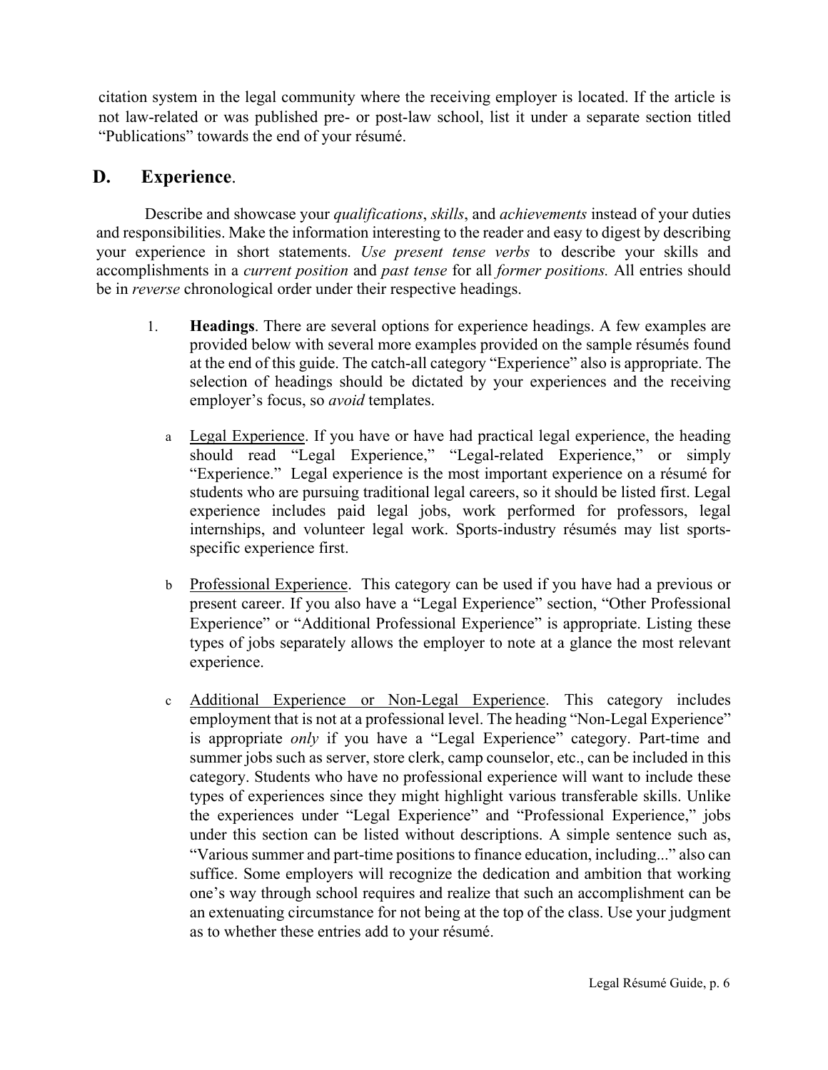citation system in the legal community where the receiving employer is located. If the article is not law-related or was published pre- or post-law school, list it under a separate section titled "Publications" towards the end of your résumé.

## D. Experience.

Describe and showcase your *qualifications*, *skills*, and *achievements* instead of your duties and responsibilities. Make the information interesting to the reader and easy to digest by describing your experience in short statements. *Use present tense verbs* to describe your skills and accomplishments in a *current position* and *past tense* for all *former positions.* All entries should be in *reverse* chronological order under their respective headings.

1. **Headings**. There are several options for experience headings. A few examples are provided below with several more examples provided on the sample résumés found at the end of this guide. The catch-all category "Experience" also is appropriate. The selection of headings should be dictated by your experiences and the receiving employer's focus, so *avoid* templates.

   a. <u>Legal Experience</u>. If you have or have had practical legal experience, the heading should read "Legal Experience," "Legal-related Experience," or simply "Experience." Legal experience is the most important experience on a résumé for students who are pursuing traditional legal careers, so it should be listed first. Legal experience includes paid legal jobs, work performed for professors, legal internships, and volunteer legal work. Sports-industry résumés may list sports-specific experience first.

   b. <u>Professional Experience</u>. This category can be used if you have had a previous or present career. If you also have a "Legal Experience" section, "Other Professional Experience" or "Additional Professional Experience" is appropriate. Listing these types of jobs separately allows the employer to note at a glance the most relevant experience.

   c. <u>Additional Experience or Non-Legal Experience</u>. This category includes employment that is not at a professional level. The heading "Non-Legal Experience" is appropriate *only* if you have a "Legal Experience" category. Part-time and summer jobs such as server, store clerk, camp counselor, etc., can be included in this category. Students who have no professional experience will want to include these types of experiences since they might highlight various transferable skills. Unlike the experiences under "Legal Experience" and "Professional Experience," jobs under this section can be listed without descriptions. A simple sentence such as, "Various summer and part-time positions to finance education, including..." also can suffice. Some employers will recognize the dedication and ambition that working one's way through school requires and realize that such an accomplishment can be an extenuating circumstance for not being at the top of the class. Use your judgment as to whether these entries add to your résumé.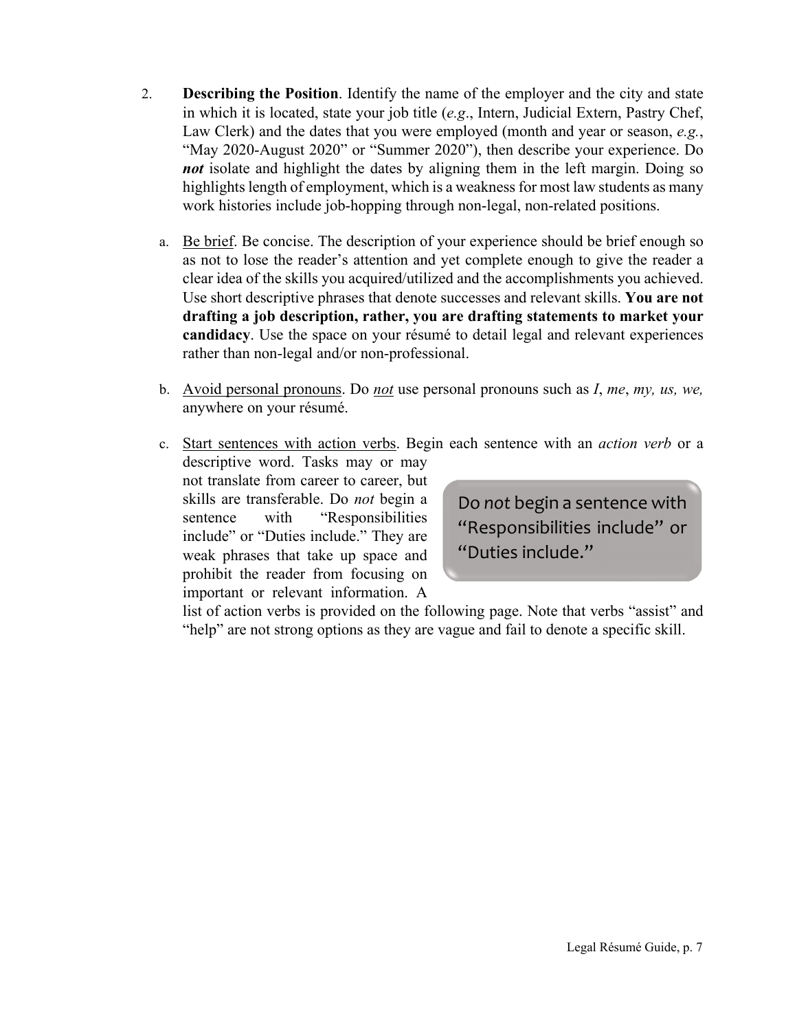2. **Describing the Position**. Identify the name of the employer and the city and state in which it is located, state your job title (*e.g*., Intern, Judicial Extern, Pastry Chef, Law Clerk) and the dates that you were employed (month and year or season, *e.g.*, "May 2020-August 2020" or "Summer 2020"), then describe your experience. Do ***not*** isolate and highlight the dates by aligning them in the left margin. Doing so highlights length of employment, which is a weakness for most law students as many work histories include job-hopping through non-legal, non-related positions.

   a. <u>Be brief</u>. Be concise. The description of your experience should be brief enough so as not to lose the reader's attention and yet complete enough to give the reader a clear idea of the skills you acquired/utilized and the accomplishments you achieved. Use short descriptive phrases that denote successes and relevant skills. **You are not drafting a job description, rather, you are drafting statements to market your candidacy**. Use the space on your résumé to detail legal and relevant experiences rather than non-legal and/or non-professional.

   b. <u>Avoid personal pronouns</u>. Do <u>*not*</u> use personal pronouns such as *I*, *me*, *my, us, we,* anywhere on your résumé.

   c. <u>Start sentences with action verbs</u>. Begin each sentence with an *action verb* or a descriptive word. Tasks may or may not translate from career to career, but skills are transferable. Do *not* begin a sentence with "Responsibilities include" or "Duties include." They are weak phrases that take up space and prohibit the reader from focusing on important or relevant information. A list of action verbs is provided on the following page. Note that verbs "assist" and "help" are not strong options as they are vague and fail to denote a specific skill.

> Do *not* begin a sentence with "Responsibilities include" or "Duties include."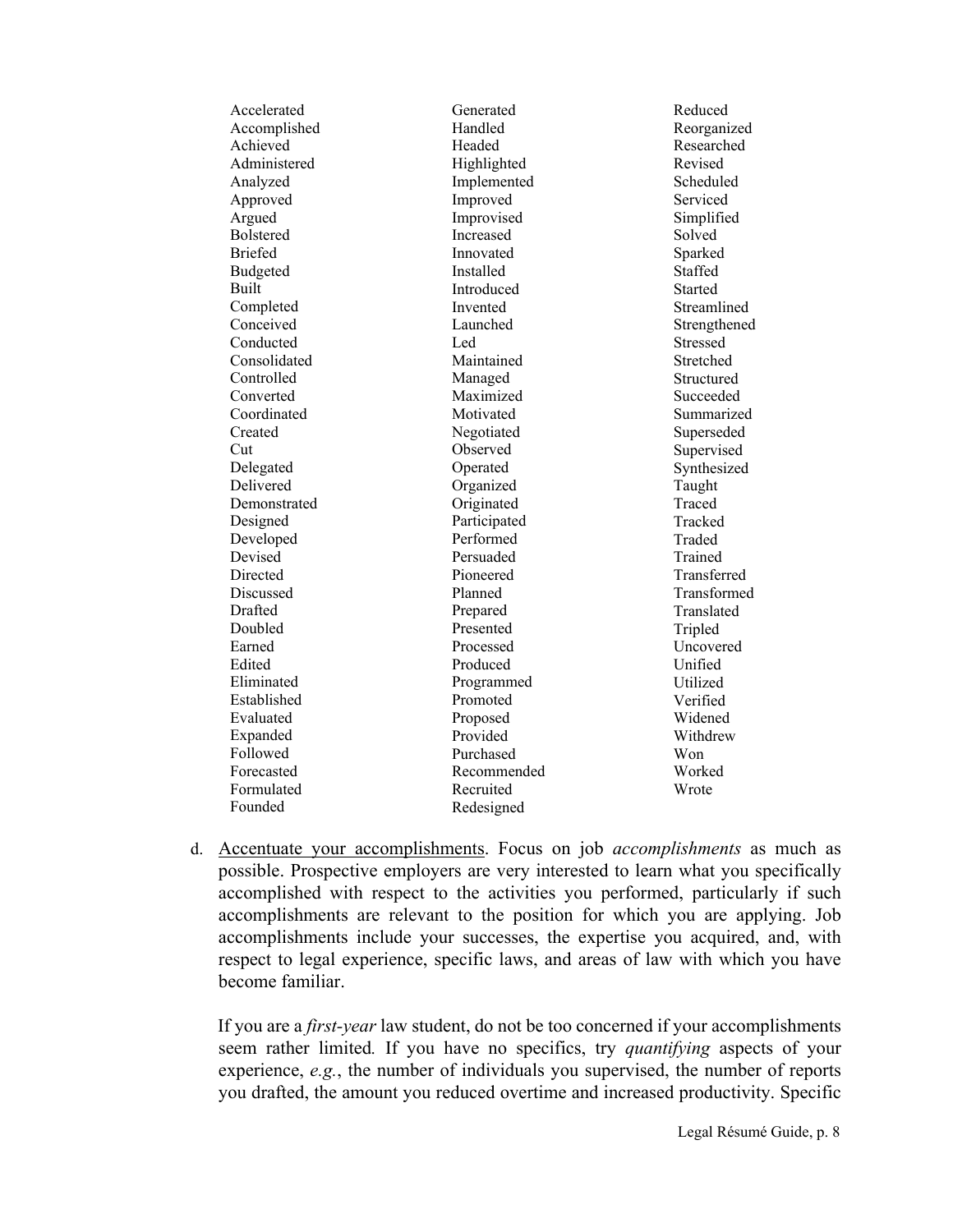Accelerated
Accomplished
Achieved
Administered
Analyzed
Approved
Argued
Bolstered
Briefed
Budgeted
Built
Completed
Conceived
Conducted
Consolidated
Controlled
Converted
Coordinated
Created
Cut
Delegated
Delivered
Demonstrated
Designed
Developed
Devised
Directed
Discussed
Drafted
Doubled
Earned
Edited
Eliminated
Established
Evaluated
Expanded
Followed
Forecasted
Formulated
Founded
Generated
Handled
Headed
Highlighted
Implemented
Improved
Improvised
Increased
Innovated
Installed
Introduced
Invented
Launched
Led
Maintained
Managed
Maximized
Motivated
Negotiated
Observed
Operated
Organized
Originated
Participated
Performed
Persuaded
Pioneered
Planned
Prepared
Presented
Processed
Produced
Programmed
Promoted
Proposed
Provided
Purchased
Recommended
Recruited
Redesigned
Reduced
Reorganized
Researched
Revised
Scheduled
Serviced
Simplified
Solved
Sparked
Staffed
Started
Streamlined
Strengthened
Stressed
Stretched
Structured
Succeeded
Summarized
Superseded
Supervised
Synthesized
Taught
Traced
Tracked
Traded
Trained
Transferred
Transformed
Translated
Tripled
Uncovered
Unified
Utilized
Verified
Widened
Withdrew
Won
Worked
Wrote

d. Accentuate your accomplishments. Focus on job *accomplishments* as much as possible. Prospective employers are very interested to learn what you specifically accomplished with respect to the activities you performed, particularly if such accomplishments are relevant to the position for which you are applying. Job accomplishments include your successes, the expertise you acquired, and, with respect to legal experience, specific laws, and areas of law with which you have become familiar.

If you are a *first-year* law student, do not be too concerned if your accomplishments seem rather limited. If you have no specifics, try *quantifying* aspects of your experience, *e.g.*, the number of individuals you supervised, the number of reports you drafted, the amount you reduced overtime and increased productivity. Specific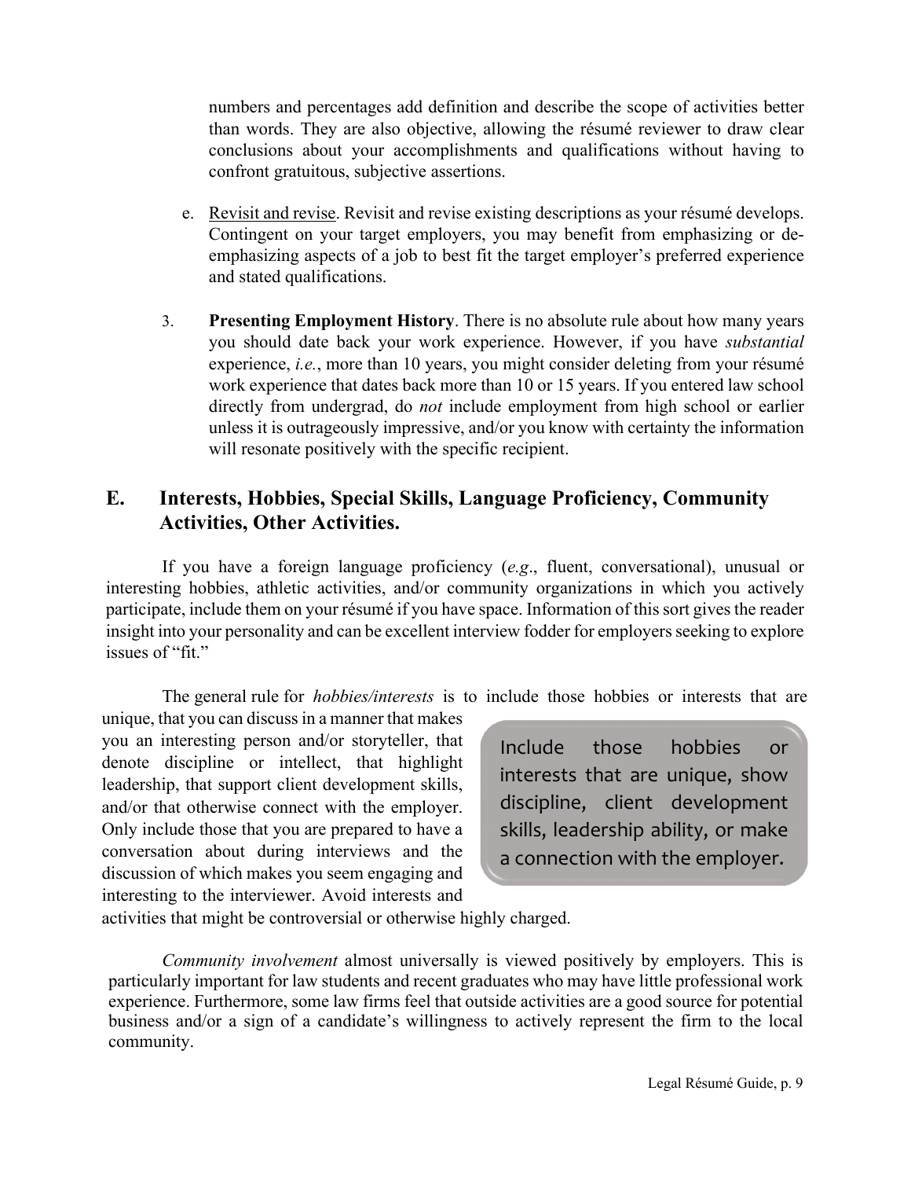numbers and percentages add definition and describe the scope of activities better than words. They are also objective, allowing the résumé reviewer to draw clear conclusions about your accomplishments and qualifications without having to confront gratuitous, subjective assertions.

e. Revisit and revise. Revisit and revise existing descriptions as your résumé develops. Contingent on your target employers, you may benefit from emphasizing or de-emphasizing aspects of a job to best fit the target employer's preferred experience and stated qualifications.

3. **Presenting Employment History**. There is no absolute rule about how many years you should date back your work experience. However, if you have *substantial* experience, *i.e.*, more than 10 years, you might consider deleting from your résumé work experience that dates back more than 10 or 15 years. If you entered law school directly from undergrad, do *not* include employment from high school or earlier unless it is outrageously impressive, and/or you know with certainty the information will resonate positively with the specific recipient.

## E. Interests, Hobbies, Special Skills, Language Proficiency, Community Activities, Other Activities.

If you have a foreign language proficiency (*e.g*., fluent, conversational), unusual or interesting hobbies, athletic activities, and/or community organizations in which you actively participate, include them on your résumé if you have space. Information of this sort gives the reader insight into your personality and can be excellent interview fodder for employers seeking to explore issues of "fit."

The general rule for *hobbies/interests* is to include those hobbies or interests that are unique, that you can discuss in a manner that makes you an interesting person and/or storyteller, that denote discipline or intellect, that highlight leadership, that support client development skills, and/or that otherwise connect with the employer. Only include those that you are prepared to have a conversation about during interviews and the discussion of which makes you seem engaging and interesting to the interviewer. Avoid interests and activities that might be controversial or otherwise highly charged.

> Include those hobbies or interests that are unique, show discipline, client development skills, leadership ability, or make a connection with the employer.

*Community involvement* almost universally is viewed positively by employers. This is particularly important for law students and recent graduates who may have little professional work experience. Furthermore, some law firms feel that outside activities are a good source for potential business and/or a sign of a candidate's willingness to actively represent the firm to the local community.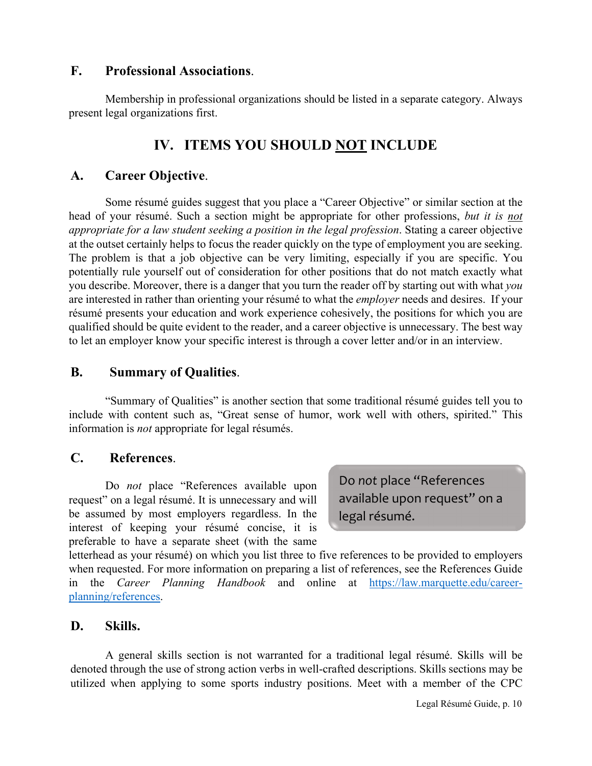### F. Professional Associations.

Membership in professional organizations should be listed in a separate category. Always present legal organizations first.

## IV. ITEMS YOU SHOULD NOT INCLUDE

### A. Career Objective.

Some résumé guides suggest that you place a "Career Objective" or similar section at the head of your résumé. Such a section might be appropriate for other professions, *but it is not appropriate for a law student seeking a position in the legal profession*. Stating a career objective at the outset certainly helps to focus the reader quickly on the type of employment you are seeking. The problem is that a job objective can be very limiting, especially if you are specific. You potentially rule yourself out of consideration for other positions that do not match exactly what you describe. Moreover, there is a danger that you turn the reader off by starting out with what *you* are interested in rather than orienting your résumé to what the *employer* needs and desires. If your résumé presents your education and work experience cohesively, the positions for which you are qualified should be quite evident to the reader, and a career objective is unnecessary. The best way to let an employer know your specific interest is through a cover letter and/or in an interview.

### B. Summary of Qualities.

"Summary of Qualities" is another section that some traditional résumé guides tell you to include with content such as, "Great sense of humor, work well with others, spirited." This information is *not* appropriate for legal résumés.

### C. References.

> Do *not* place "References available upon request" on a legal résumé.

Do *not* place "References available upon request" on a legal résumé. It is unnecessary and will be assumed by most employers regardless. In the interest of keeping your résumé concise, it is preferable to have a separate sheet (with the same letterhead as your résumé) on which you list three to five references to be provided to employers when requested. For more information on preparing a list of references, see the References Guide in the *Career Planning Handbook* and online at https://law.marquette.edu/career-planning/references.

### D. Skills.

A general skills section is not warranted for a traditional legal résumé. Skills will be denoted through the use of strong action verbs in well-crafted descriptions. Skills sections may be utilized when applying to some sports industry positions. Meet with a member of the CPC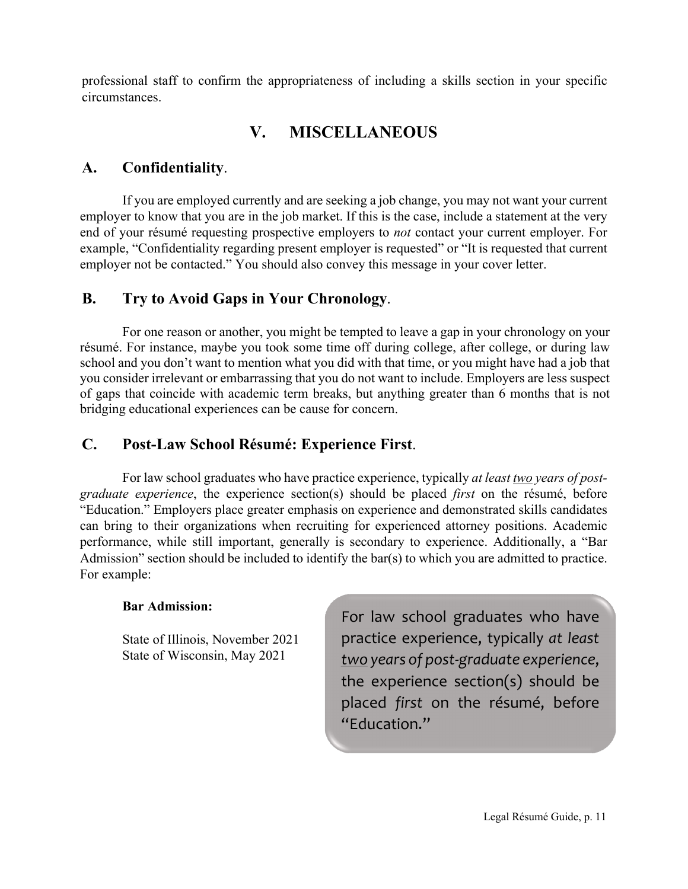professional staff to confirm the appropriateness of including a skills section in your specific circumstances.

# V. MISCELLANEOUS

## A. Confidentiality.

If you are employed currently and are seeking a job change, you may not want your current employer to know that you are in the job market. If this is the case, include a statement at the very end of your résumé requesting prospective employers to *not* contact your current employer. For example, "Confidentiality regarding present employer is requested" or "It is requested that current employer not be contacted." You should also convey this message in your cover letter.

## B. Try to Avoid Gaps in Your Chronology.

For one reason or another, you might be tempted to leave a gap in your chronology on your résumé. For instance, maybe you took some time off during college, after college, or during law school and you don't want to mention what you did with that time, or you might have had a job that you consider irrelevant or embarrassing that you do not want to include. Employers are less suspect of gaps that coincide with academic term breaks, but anything greater than 6 months that is not bridging educational experiences can be cause for concern.

## C. Post-Law School Résumé: Experience First.

For law school graduates who have practice experience, typically *at least two years of post-graduate experience*, the experience section(s) should be placed *first* on the résumé, before "Education." Employers place greater emphasis on experience and demonstrated skills candidates can bring to their organizations when recruiting for experienced attorney positions. Academic performance, while still important, generally is secondary to experience. Additionally, a "Bar Admission" section should be included to identify the bar(s) to which you are admitted to practice. For example:

**Bar Admission:**

State of Illinois, November 2021
State of Wisconsin, May 2021

> For law school graduates who have practice experience, typically *at least two years of post-graduate experience*, the experience section(s) should be placed *first* on the résumé, before "Education."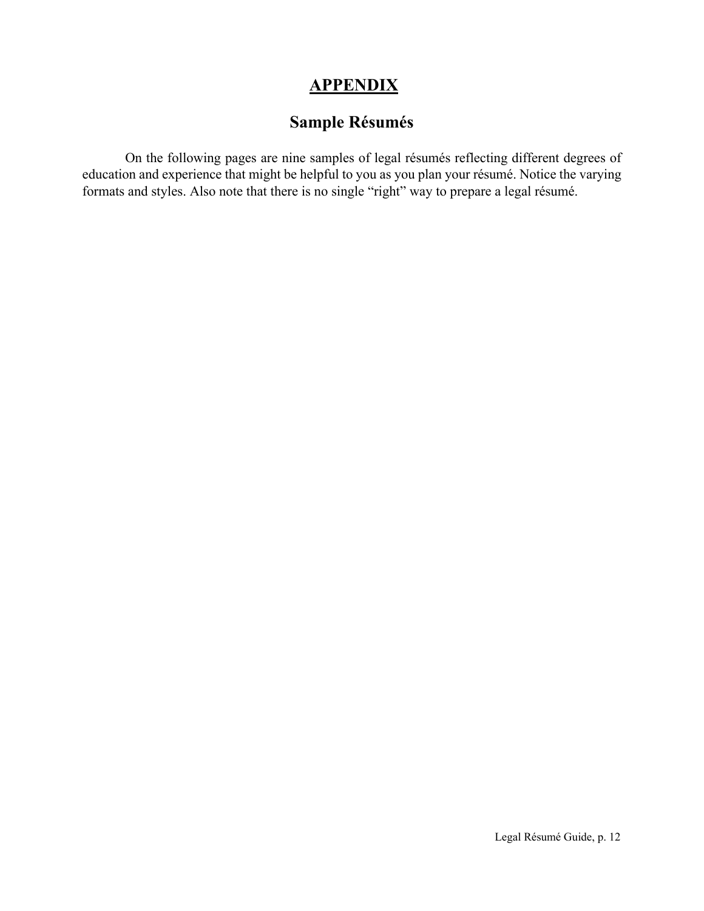# APPENDIX

## Sample Résumés

On the following pages are nine samples of legal résumés reflecting different degrees of education and experience that might be helpful to you as you plan your résumé. Notice the varying formats and styles. Also note that there is no single "right" way to prepare a legal résumé.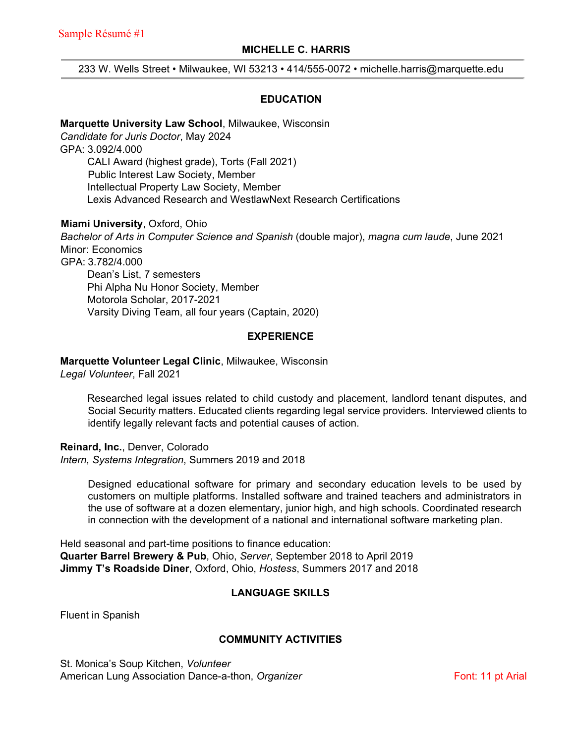Sample Résumé #1

# MICHELLE C. HARRIS

233 W. Wells Street • Milwaukee, WI 53213 • 414/555-0072 • michelle.harris@marquette.edu

## EDUCATION

**Marquette University Law School**, Milwaukee, Wisconsin
*Candidate for Juris Doctor*, May 2024
GPA: 3.092/4.000

- CALI Award (highest grade), Torts (Fall 2021)
- Public Interest Law Society, Member
- Intellectual Property Law Society, Member
- Lexis Advanced Research and WestlawNext Research Certifications

**Miami University**, Oxford, Ohio
*Bachelor of Arts in Computer Science and Spanish* (double major), *magna cum laude*, June 2021
Minor: Economics
GPA: 3.782/4.000

- Dean's List, 7 semesters
- Phi Alpha Nu Honor Society, Member
- Motorola Scholar, 2017-2021
- Varsity Diving Team, all four years (Captain, 2020)

## EXPERIENCE

**Marquette Volunteer Legal Clinic**, Milwaukee, Wisconsin
*Legal Volunteer*, Fall 2021

Researched legal issues related to child custody and placement, landlord tenant disputes, and Social Security matters. Educated clients regarding legal service providers. Interviewed clients to identify legally relevant facts and potential causes of action.

**Reinard, Inc.**, Denver, Colorado
*Intern, Systems Integration*, Summers 2019 and 2018

Designed educational software for primary and secondary education levels to be used by customers on multiple platforms. Installed software and trained teachers and administrators in the use of software at a dozen elementary, junior high, and high schools. Coordinated research in connection with the development of a national and international software marketing plan.

Held seasonal and part-time positions to finance education:
**Quarter Barrel Brewery & Pub**, Ohio, *Server*, September 2018 to April 2019
**Jimmy T's Roadside Diner**, Oxford, Ohio, *Hostess*, Summers 2017 and 2018

## LANGUAGE SKILLS

Fluent in Spanish

## COMMUNITY ACTIVITIES

St. Monica's Soup Kitchen, *Volunteer*
American Lung Association Dance-a-thon, *Organizer*

Font: 11 pt Arial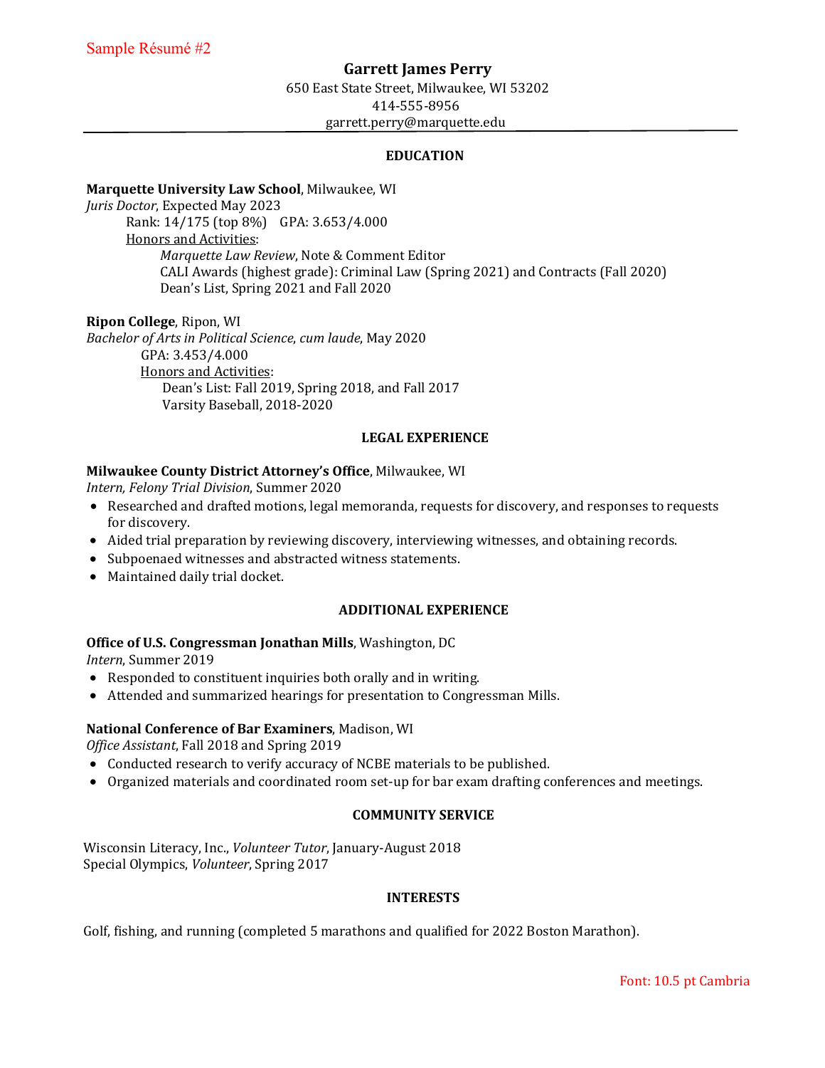Sample Résumé #2

# Garrett James Perry

650 East State Street, Milwaukee, WI 53202
414-555-8956
garrett.perry@marquette.edu

## EDUCATION

**Marquette University Law School**, Milwaukee, WI
*Juris Doctor*, Expected May 2023
Rank: 14/175 (top 8%) GPA: 3.653/4.000
Honors and Activities:
- *Marquette Law Review*, Note & Comment Editor
- CALI Awards (highest grade): Criminal Law (Spring 2021) and Contracts (Fall 2020)
- Dean's List, Spring 2021 and Fall 2020

**Ripon College**, Ripon, WI
*Bachelor of Arts in Political Science*, *cum laude*, May 2020
GPA: 3.453/4.000
Honors and Activities:
- Dean's List: Fall 2019, Spring 2018, and Fall 2017
- Varsity Baseball, 2018-2020

## LEGAL EXPERIENCE

**Milwaukee County District Attorney's Office**, Milwaukee, WI
*Intern, Felony Trial Division*, Summer 2020
- Researched and drafted motions, legal memoranda, requests for discovery, and responses to requests for discovery.
- Aided trial preparation by reviewing discovery, interviewing witnesses, and obtaining records.
- Subpoenaed witnesses and abstracted witness statements.
- Maintained daily trial docket.

## ADDITIONAL EXPERIENCE

**Office of U.S. Congressman Jonathan Mills**, Washington, DC
*Intern*, Summer 2019
- Responded to constituent inquiries both orally and in writing.
- Attended and summarized hearings for presentation to Congressman Mills.

**National Conference of Bar Examiners**, Madison, WI
*Office Assistant*, Fall 2018 and Spring 2019
- Conducted research to verify accuracy of NCBE materials to be published.
- Organized materials and coordinated room set-up for bar exam drafting conferences and meetings.

## COMMUNITY SERVICE

Wisconsin Literacy, Inc., *Volunteer Tutor*, January-August 2018
Special Olympics, *Volunteer*, Spring 2017

## INTERESTS

Golf, fishing, and running (completed 5 marathons and qualified for 2022 Boston Marathon).

Font: 10.5 pt Cambria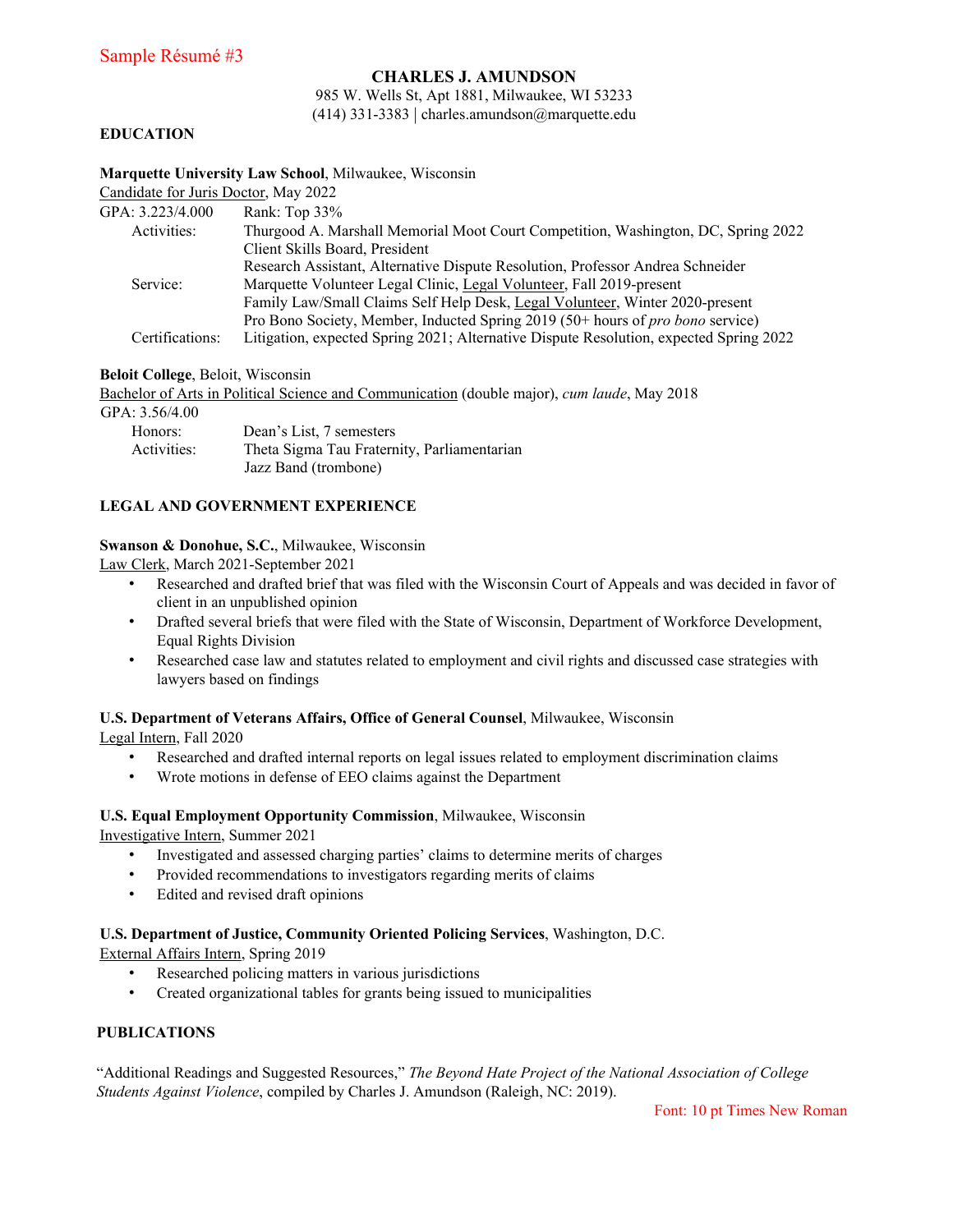Sample Résumé #3

# CHARLES J. AMUNDSON

985 W. Wells St, Apt 1881, Milwaukee, WI 53233
(414) 331-3383 | charles.amundson@marquette.edu

## EDUCATION

**Marquette University Law School**, Milwaukee, Wisconsin
Candidate for Juris Doctor, May 2022

GPA: 3.223/4.000 Rank: Top 33%

Activities:
- Thurgood A. Marshall Memorial Moot Court Competition, Washington, DC, Spring 2022
- Client Skills Board, President
- Research Assistant, Alternative Dispute Resolution, Professor Andrea Schneider

Service:
- Marquette Volunteer Legal Clinic, Legal Volunteer, Fall 2019-present
- Family Law/Small Claims Self Help Desk, Legal Volunteer, Winter 2020-present
- Pro Bono Society, Member, Inducted Spring 2019 (50+ hours of *pro bono* service)

Certifications: Litigation, expected Spring 2021; Alternative Dispute Resolution, expected Spring 2022

**Beloit College**, Beloit, Wisconsin
Bachelor of Arts in Political Science and Communication (double major), *cum laude*, May 2018

GPA: 3.56/4.00

Honors: Dean's List, 7 semesters

Activities:
- Theta Sigma Tau Fraternity, Parliamentarian
- Jazz Band (trombone)

## LEGAL AND GOVERNMENT EXPERIENCE

**Swanson & Donohue, S.C.**, Milwaukee, Wisconsin
Law Clerk, March 2021-September 2021

- Researched and drafted brief that was filed with the Wisconsin Court of Appeals and was decided in favor of client in an unpublished opinion
- Drafted several briefs that were filed with the State of Wisconsin, Department of Workforce Development, Equal Rights Division
- Researched case law and statutes related to employment and civil rights and discussed case strategies with lawyers based on findings

**U.S. Department of Veterans Affairs, Office of General Counsel**, Milwaukee, Wisconsin
Legal Intern, Fall 2020

- Researched and drafted internal reports on legal issues related to employment discrimination claims
- Wrote motions in defense of EEO claims against the Department

**U.S. Equal Employment Opportunity Commission**, Milwaukee, Wisconsin
Investigative Intern, Summer 2021

- Investigated and assessed charging parties' claims to determine merits of charges
- Provided recommendations to investigators regarding merits of claims
- Edited and revised draft opinions

**U.S. Department of Justice, Community Oriented Policing Services**, Washington, D.C.
External Affairs Intern, Spring 2019

- Researched policing matters in various jurisdictions
- Created organizational tables for grants being issued to municipalities

## PUBLICATIONS

"Additional Readings and Suggested Resources," *The Beyond Hate Project of the National Association of College Students Against Violence*, compiled by Charles J. Amundson (Raleigh, NC: 2019).

Font: 10 pt Times New Roman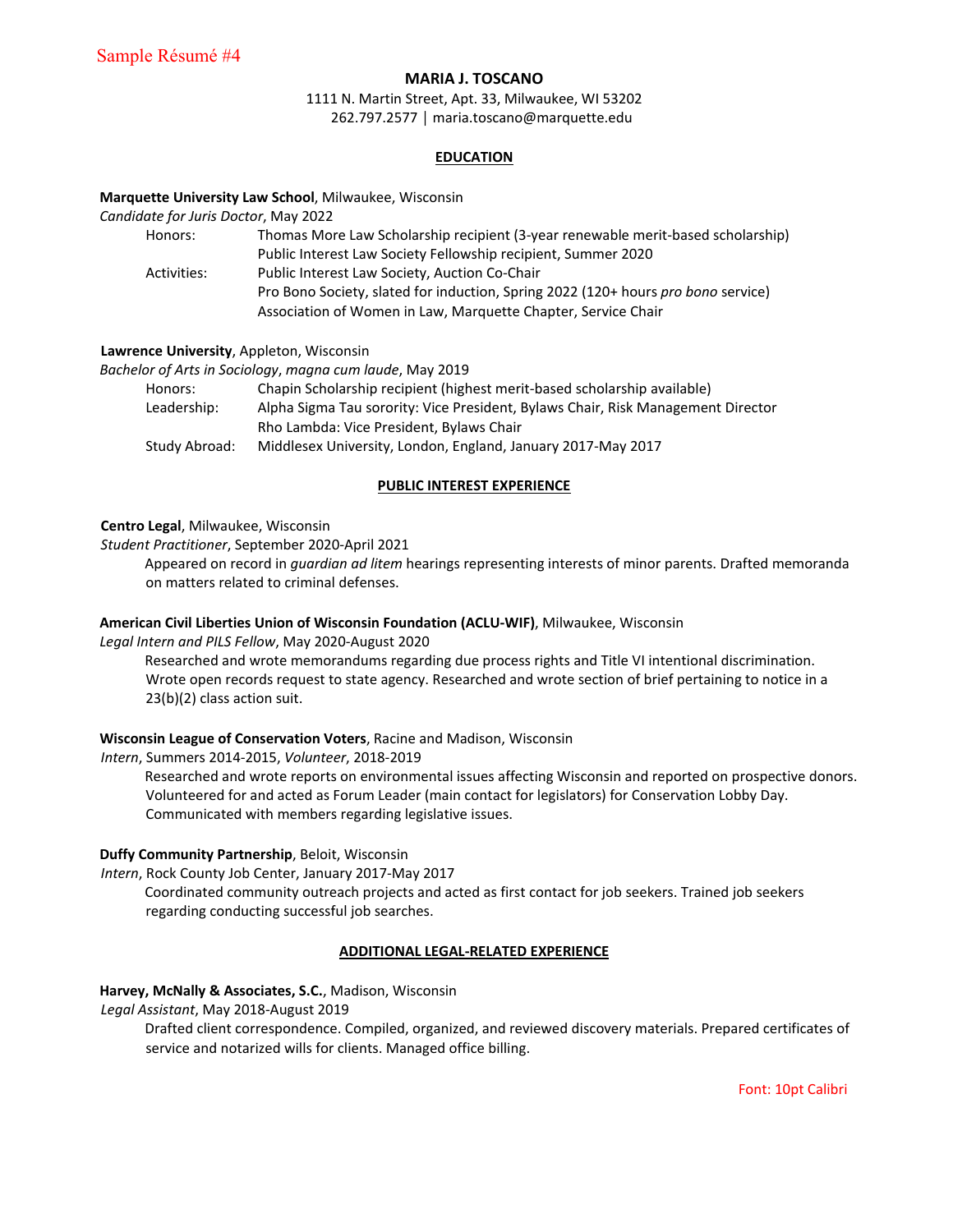Sample Résumé #4

# MARIA J. TOSCANO

1111 N. Martin Street, Apt. 33, Milwaukee, WI 53202
262.797.2577 | maria.toscano@marquette.edu

## EDUCATION

**Marquette University Law School**, Milwaukee, Wisconsin
*Candidate for Juris Doctor*, May 2022

Honors: Thomas More Law Scholarship recipient (3-year renewable merit-based scholarship)
Public Interest Law Society Fellowship recipient, Summer 2020

Activities: Public Interest Law Society, Auction Co-Chair
Pro Bono Society, slated for induction, Spring 2022 (120+ hours *pro bono* service)
Association of Women in Law, Marquette Chapter, Service Chair

**Lawrence University**, Appleton, Wisconsin
*Bachelor of Arts in Sociology*, *magna cum laude*, May 2019

Honors: Chapin Scholarship recipient (highest merit-based scholarship available)

Leadership: Alpha Sigma Tau sorority: Vice President, Bylaws Chair, Risk Management Director
Rho Lambda: Vice President, Bylaws Chair

Study Abroad: Middlesex University, London, England, January 2017-May 2017

## PUBLIC INTEREST EXPERIENCE

**Centro Legal**, Milwaukee, Wisconsin
*Student Practitioner*, September 2020-April 2021

Appeared on record in *guardian ad litem* hearings representing interests of minor parents. Drafted memoranda on matters related to criminal defenses.

**American Civil Liberties Union of Wisconsin Foundation (ACLU-WIF)**, Milwaukee, Wisconsin
*Legal Intern and PILS Fellow*, May 2020-August 2020

Researched and wrote memorandums regarding due process rights and Title VI intentional discrimination. Wrote open records request to state agency. Researched and wrote section of brief pertaining to notice in a 23(b)(2) class action suit.

**Wisconsin League of Conservation Voters**, Racine and Madison, Wisconsin
*Intern*, Summers 2014-2015, *Volunteer*, 2018-2019

Researched and wrote reports on environmental issues affecting Wisconsin and reported on prospective donors. Volunteered for and acted as Forum Leader (main contact for legislators) for Conservation Lobby Day. Communicated with members regarding legislative issues.

**Duffy Community Partnership**, Beloit, Wisconsin
*Intern*, Rock County Job Center, January 2017-May 2017

Coordinated community outreach projects and acted as first contact for job seekers. Trained job seekers regarding conducting successful job searches.

## ADDITIONAL LEGAL-RELATED EXPERIENCE

**Harvey, McNally & Associates, S.C.**, Madison, Wisconsin
*Legal Assistant*, May 2018-August 2019

Drafted client correspondence. Compiled, organized, and reviewed discovery materials. Prepared certificates of service and notarized wills for clients. Managed office billing.

Font: 10pt Calibri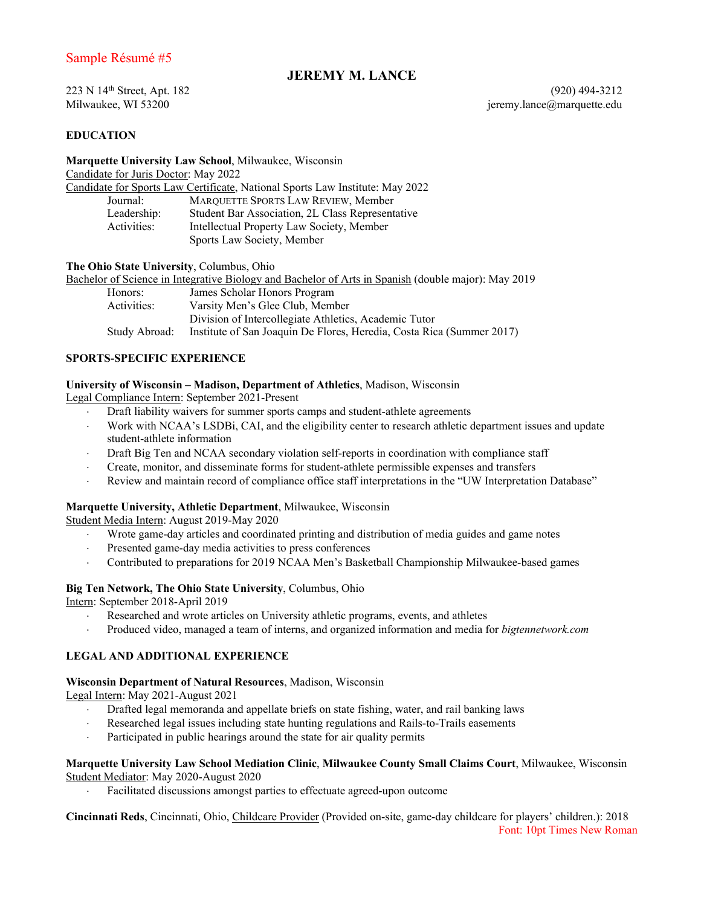Sample Résumé #5

# JEREMY M. LANCE

223 N 14th Street, Apt. 182
Milwaukee, WI 53200

(920) 494-3212
jeremy.lance@marquette.edu

**EDUCATION**

**Marquette University Law School**, Milwaukee, Wisconsin
Candidate for Juris Doctor: May 2022
Candidate for Sports Law Certificate, National Sports Law Institute: May 2022

| | |
|---|---|
| Journal: | MARQUETTE SPORTS LAW REVIEW, Member |
| Leadership: | Student Bar Association, 2L Class Representative |
| Activities: | Intellectual Property Law Society, Member |
| | Sports Law Society, Member |

**The Ohio State University**, Columbus, Ohio
Bachelor of Science in Integrative Biology and Bachelor of Arts in Spanish (double major): May 2019

| | |
|---|---|
| Honors: | James Scholar Honors Program |
| Activities: | Varsity Men's Glee Club, Member |
| | Division of Intercollegiate Athletics, Academic Tutor |
| Study Abroad: | Institute of San Joaquin De Flores, Heredia, Costa Rica (Summer 2017) |

**SPORTS-SPECIFIC EXPERIENCE**

**University of Wisconsin – Madison, Department of Athletics**, Madison, Wisconsin
Legal Compliance Intern: September 2021-Present

- Draft liability waivers for summer sports camps and student-athlete agreements
- Work with NCAA's LSDBi, CAI, and the eligibility center to research athletic department issues and update student-athlete information
- Draft Big Ten and NCAA secondary violation self-reports in coordination with compliance staff
- Create, monitor, and disseminate forms for student-athlete permissible expenses and transfers
- Review and maintain record of compliance office staff interpretations in the "UW Interpretation Database"

**Marquette University, Athletic Department**, Milwaukee, Wisconsin
Student Media Intern: August 2019-May 2020

- Wrote game-day articles and coordinated printing and distribution of media guides and game notes
- Presented game-day media activities to press conferences
- Contributed to preparations for 2019 NCAA Men's Basketball Championship Milwaukee-based games

**Big Ten Network, The Ohio State University**, Columbus, Ohio
Intern: September 2018-April 2019

- Researched and wrote articles on University athletic programs, events, and athletes
- Produced video, managed a team of interns, and organized information and media for *bigtennetwork.com*

**LEGAL AND ADDITIONAL EXPERIENCE**

**Wisconsin Department of Natural Resources**, Madison, Wisconsin
Legal Intern: May 2021-August 2021

- Drafted legal memoranda and appellate briefs on state fishing, water, and rail banking laws
- Researched legal issues including state hunting regulations and Rails-to-Trails easements
- Participated in public hearings around the state for air quality permits

**Marquette University Law School Mediation Clinic**, **Milwaukee County Small Claims Court**, Milwaukee, Wisconsin
Student Mediator: May 2020-August 2020

- Facilitated discussions amongst parties to effectuate agreed-upon outcome

**Cincinnati Reds**, Cincinnati, Ohio, Childcare Provider (Provided on-site, game-day childcare for players' children.): 2018

Font: 10pt Times New Roman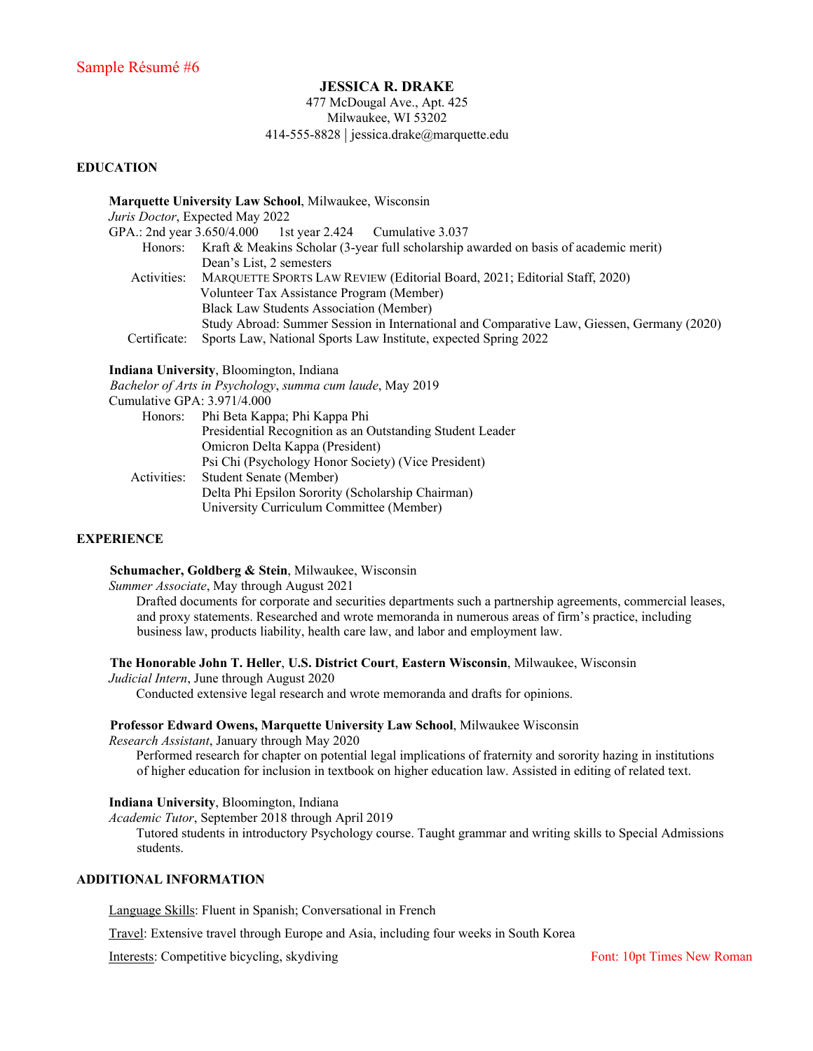Sample Résumé #6

**JESSICA R. DRAKE**
477 McDougal Ave., Apt. 425
Milwaukee, WI 53202
414-555-8828 | jessica.drake@marquette.edu

## EDUCATION

**Marquette University Law School**, Milwaukee, Wisconsin
*Juris Doctor*, Expected May 2022
GPA.: 2nd year 3.650/4.000 1st year 2.424 Cumulative 3.037

Honors: Kraft & Meakins Scholar (3-year full scholarship awarded on basis of academic merit)
Dean's List, 2 semesters

Activities: MARQUETTE SPORTS LAW REVIEW (Editorial Board, 2021; Editorial Staff, 2020)
Volunteer Tax Assistance Program (Member)
Black Law Students Association (Member)
Study Abroad: Summer Session in International and Comparative Law, Giessen, Germany (2020)

Certificate: Sports Law, National Sports Law Institute, expected Spring 2022

**Indiana University**, Bloomington, Indiana
*Bachelor of Arts in Psychology*, *summa cum laude*, May 2019
Cumulative GPA: 3.971/4.000

Honors: Phi Beta Kappa; Phi Kappa Phi
Presidential Recognition as an Outstanding Student Leader
Omicron Delta Kappa (President)
Psi Chi (Psychology Honor Society) (Vice President)

Activities: Student Senate (Member)
Delta Phi Epsilon Sorority (Scholarship Chairman)
University Curriculum Committee (Member)

## EXPERIENCE

**Schumacher, Goldberg & Stein**, Milwaukee, Wisconsin
*Summer Associate*, May through August 2021
Drafted documents for corporate and securities departments such a partnership agreements, commercial leases, and proxy statements. Researched and wrote memoranda in numerous areas of firm's practice, including business law, products liability, health care law, and labor and employment law.

**The Honorable John T. Heller**, **U.S. District Court**, **Eastern Wisconsin**, Milwaukee, Wisconsin
*Judicial Intern*, June through August 2020
Conducted extensive legal research and wrote memoranda and drafts for opinions.

**Professor Edward Owens, Marquette University Law School**, Milwaukee Wisconsin
*Research Assistant*, January through May 2020
Performed research for chapter on potential legal implications of fraternity and sorority hazing in institutions of higher education for inclusion in textbook on higher education law. Assisted in editing of related text.

**Indiana University**, Bloomington, Indiana
*Academic Tutor*, September 2018 through April 2019
Tutored students in introductory Psychology course. Taught grammar and writing skills to Special Admissions students.

## ADDITIONAL INFORMATION

Language Skills: Fluent in Spanish; Conversational in French

Travel: Extensive travel through Europe and Asia, including four weeks in South Korea

Interests: Competitive bicycling, skydiving

Font: 10pt Times New Roman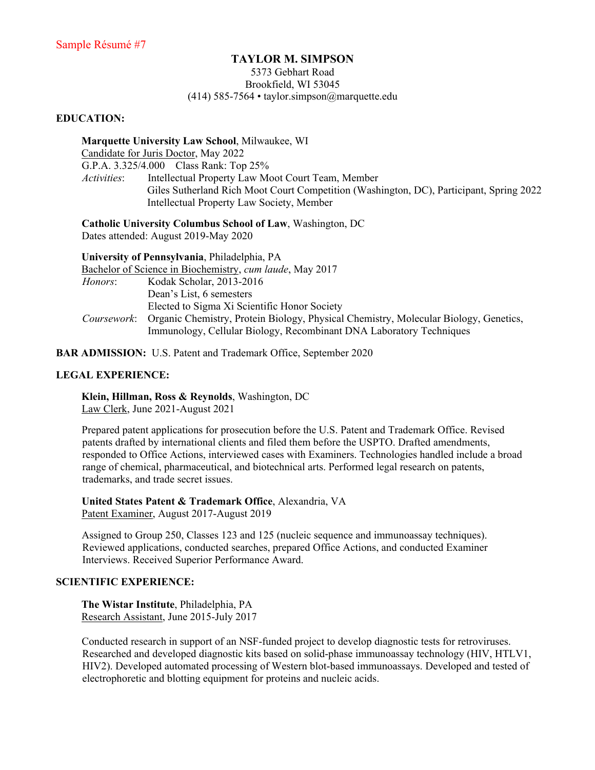Sample Résumé #7

# TAYLOR M. SIMPSON

5373 Gebhart Road
Brookfield, WI 53045
(414) 585-7564 • taylor.simpson@marquette.edu

## EDUCATION:

**Marquette University Law School**, Milwaukee, WI
Candidate for Juris Doctor, May 2022
G.P.A. 3.325/4.000 Class Rank: Top 25%
*Activities*: Intellectual Property Law Moot Court Team, Member
Giles Sutherland Rich Moot Court Competition (Washington, DC), Participant, Spring 2022
Intellectual Property Law Society, Member

**Catholic University Columbus School of Law**, Washington, DC
Dates attended: August 2019-May 2020

**University of Pennsylvania**, Philadelphia, PA
Bachelor of Science in Biochemistry, *cum laude*, May 2017
*Honors*: Kodak Scholar, 2013-2016
Dean's List, 6 semesters
Elected to Sigma Xi Scientific Honor Society
*Coursework*: Organic Chemistry, Protein Biology, Physical Chemistry, Molecular Biology, Genetics, Immunology, Cellular Biology, Recombinant DNA Laboratory Techniques

**BAR ADMISSION:** U.S. Patent and Trademark Office, September 2020

## LEGAL EXPERIENCE:

**Klein, Hillman, Ross & Reynolds**, Washington, DC
Law Clerk, June 2021-August 2021

Prepared patent applications for prosecution before the U.S. Patent and Trademark Office. Revised patents drafted by international clients and filed them before the USPTO. Drafted amendments, responded to Office Actions, interviewed cases with Examiners. Technologies handled include a broad range of chemical, pharmaceutical, and biotechnical arts. Performed legal research on patents, trademarks, and trade secret issues.

**United States Patent & Trademark Office**, Alexandria, VA
Patent Examiner, August 2017-August 2019

Assigned to Group 250, Classes 123 and 125 (nucleic sequence and immunoassay techniques). Reviewed applications, conducted searches, prepared Office Actions, and conducted Examiner Interviews. Received Superior Performance Award.

## SCIENTIFIC EXPERIENCE:

**The Wistar Institute**, Philadelphia, PA
Research Assistant, June 2015-July 2017

Conducted research in support of an NSF-funded project to develop diagnostic tests for retroviruses. Researched and developed diagnostic kits based on solid-phase immunoassay technology (HIV, HTLV1, HIV2). Developed automated processing of Western blot-based immunoassays. Developed and tested of electrophoretic and blotting equipment for proteins and nucleic acids.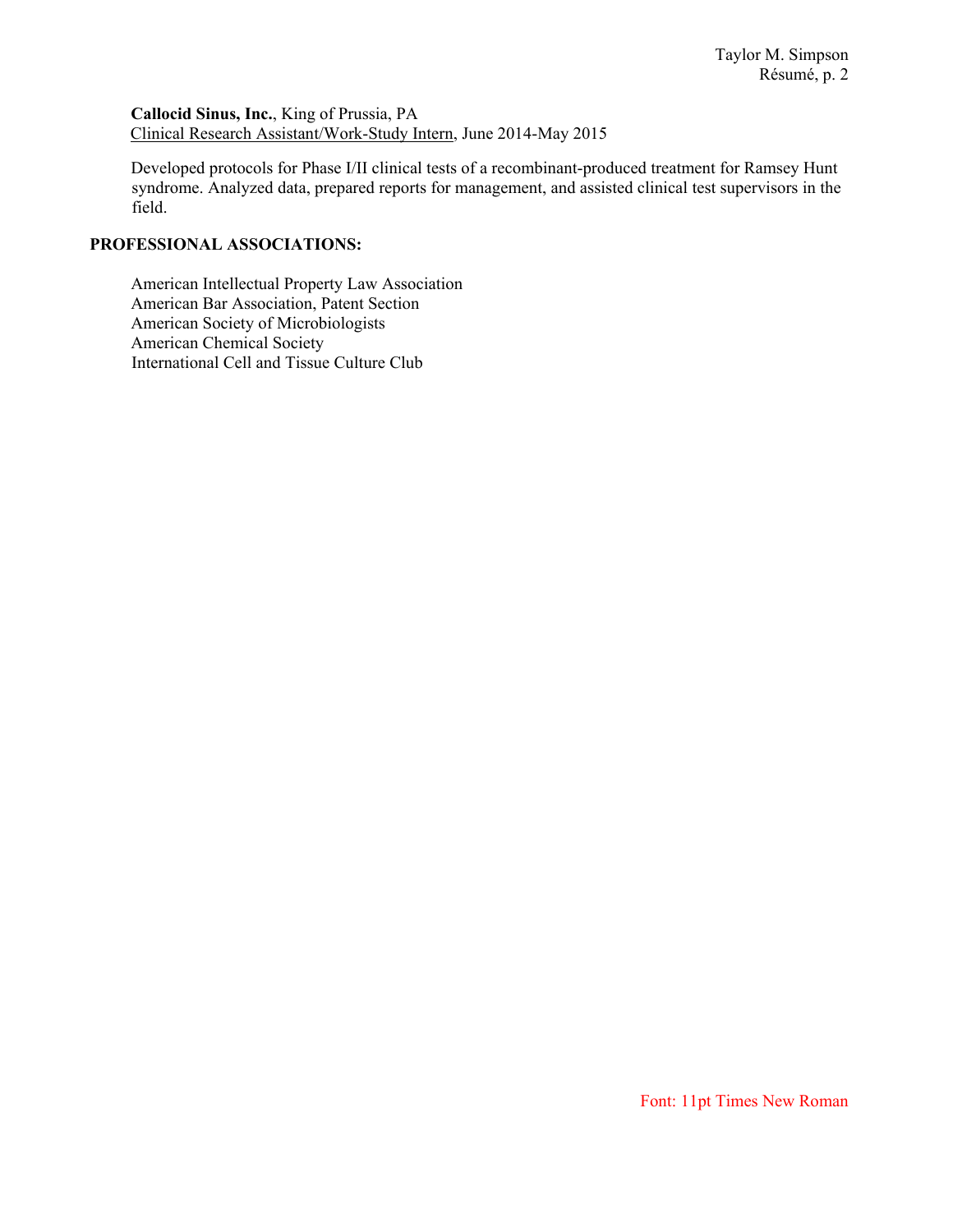**Callocid Sinus, Inc.**, King of Prussia, PA
Clinical Research Assistant/Work-Study Intern, June 2014-May 2015

Developed protocols for Phase I/II clinical tests of a recombinant-produced treatment for Ramsey Hunt syndrome. Analyzed data, prepared reports for management, and assisted clinical test supervisors in the field.

**PROFESSIONAL ASSOCIATIONS:**

American Intellectual Property Law Association
American Bar Association, Patent Section
American Society of Microbiologists
American Chemical Society
International Cell and Tissue Culture Club

Font: 11pt Times New Roman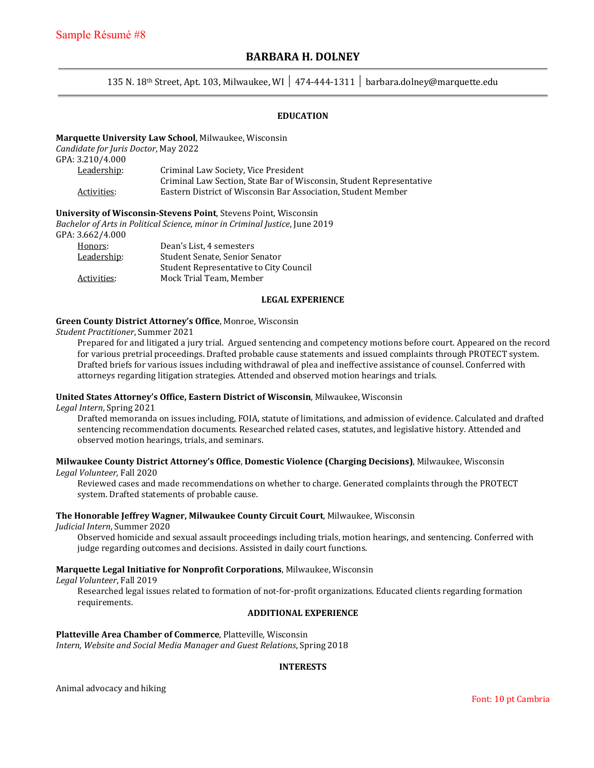Sample Résumé #8

# BARBARA H. DOLNEY

135 N. 18th Street, Apt. 103, Milwaukee, WI │ 474-444-1311 │ barbara.dolney@marquette.edu

## EDUCATION

**Marquette University Law School**, Milwaukee, Wisconsin
*Candidate for Juris Doctor*, May 2022
GPA: 3.210/4.000

Leadership: Criminal Law Society, Vice President
Criminal Law Section, State Bar of Wisconsin, Student Representative
Activities: Eastern District of Wisconsin Bar Association, Student Member

**University of Wisconsin-Stevens Point**, Stevens Point, Wisconsin
*Bachelor of Arts in Political Science, minor in Criminal Justice*, June 2019
GPA: 3.662/4.000

Honors: Dean's List, 4 semesters
Leadership: Student Senate, Senior Senator
Student Representative to City Council
Activities: Mock Trial Team, Member

## LEGAL EXPERIENCE

**Green County District Attorney's Office**, Monroe, Wisconsin
*Student Practitioner*, Summer 2021
Prepared for and litigated a jury trial. Argued sentencing and competency motions before court. Appeared on the record for various pretrial proceedings. Drafted probable cause statements and issued complaints through PROTECT system. Drafted briefs for various issues including withdrawal of plea and ineffective assistance of counsel. Conferred with attorneys regarding litigation strategies. Attended and observed motion hearings and trials.

**United States Attorney's Office, Eastern District of Wisconsin**, Milwaukee, Wisconsin
*Legal Intern*, Spring 2021
Drafted memoranda on issues including, FOIA, statute of limitations, and admission of evidence. Calculated and drafted sentencing recommendation documents. Researched related cases, statutes, and legislative history. Attended and observed motion hearings, trials, and seminars.

**Milwaukee County District Attorney's Office**, **Domestic Violence (Charging Decisions)**, Milwaukee, Wisconsin
*Legal Volunteer*, Fall 2020
Reviewed cases and made recommendations on whether to charge. Generated complaints through the PROTECT system. Drafted statements of probable cause.

**The Honorable Jeffrey Wagner, Milwaukee County Circuit Court**, Milwaukee, Wisconsin
*Judicial Intern*, Summer 2020
Observed homicide and sexual assault proceedings including trials, motion hearings, and sentencing. Conferred with judge regarding outcomes and decisions. Assisted in daily court functions.

**Marquette Legal Initiative for Nonprofit Corporations**, Milwaukee, Wisconsin
*Legal Volunteer*, Fall 2019
Researched legal issues related to formation of not-for-profit organizations. Educated clients regarding formation requirements.

## ADDITIONAL EXPERIENCE

**Platteville Area Chamber of Commerce**, Platteville, Wisconsin
*Intern, Website and Social Media Manager and Guest Relations*, Spring 2018

## INTERESTS

Animal advocacy and hiking

Font: 10 pt Cambria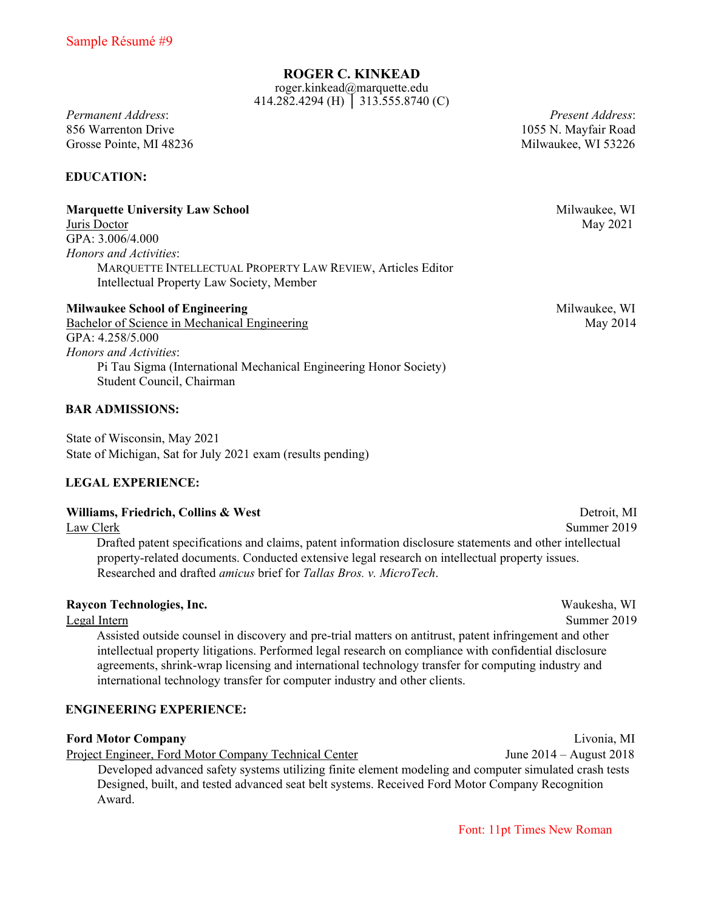Sample Résumé #9

# ROGER C. KINKEAD

roger.kinkead@marquette.edu
414.282.4294 (H) │ 313.555.8740 (C)

*Permanent Address*:
856 Warrenton Drive
Grosse Pointe, MI 48236

*Present Address*:
1055 N. Mayfair Road
Milwaukee, WI 53226

## EDUCATION:

**Marquette University Law School** — Milwaukee, WI
Juris Doctor — May 2021
GPA: 3.006/4.000
*Honors and Activities*:
- MARQUETTE INTELLECTUAL PROPERTY LAW REVIEW, Articles Editor
- Intellectual Property Law Society, Member

**Milwaukee School of Engineering** — Milwaukee, WI
Bachelor of Science in Mechanical Engineering — May 2014
GPA: 4.258/5.000
*Honors and Activities*:
- Pi Tau Sigma (International Mechanical Engineering Honor Society)
- Student Council, Chairman

## BAR ADMISSIONS:

State of Wisconsin, May 2021
State of Michigan, Sat for July 2021 exam (results pending)

## LEGAL EXPERIENCE:

**Williams, Friedrich, Collins & West** — Detroit, MI
Law Clerk — Summer 2019

Drafted patent specifications and claims, patent information disclosure statements and other intellectual property-related documents. Conducted extensive legal research on intellectual property issues. Researched and drafted *amicus* brief for *Tallas Bros. v. MicroTech*.

**Raycon Technologies, Inc.** — Waukesha, WI
Legal Intern — Summer 2019

Assisted outside counsel in discovery and pre-trial matters on antitrust, patent infringement and other intellectual property litigations. Performed legal research on compliance with confidential disclosure agreements, shrink-wrap licensing and international technology transfer for computing industry and international technology transfer for computer industry and other clients.

## ENGINEERING EXPERIENCE:

**Ford Motor Company** — Livonia, MI
Project Engineer, Ford Motor Company Technical Center — June 2014 – August 2018

Developed advanced safety systems utilizing finite element modeling and computer simulated crash tests Designed, built, and tested advanced seat belt systems. Received Ford Motor Company Recognition Award.

Font: 11pt Times New Roman